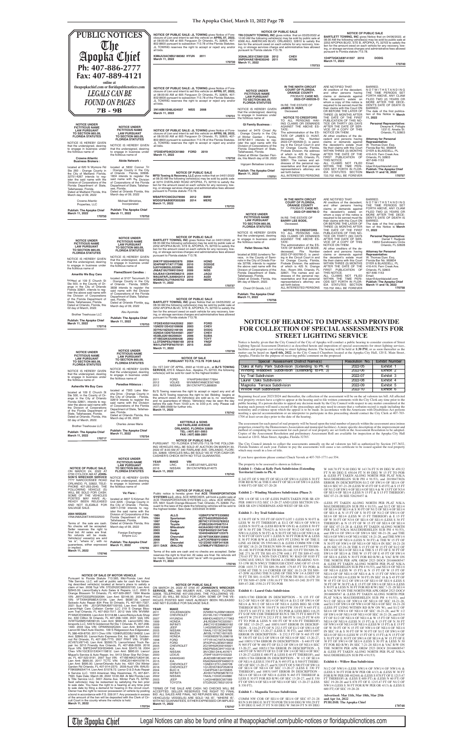# PUBLIC NOTICES

# The Apopka Chief

**Ph: 407-886-2777**
**Fax: 407-889-4121**

online at
theapopkachief.com or floridapublicnotices.com

***LEGALS CAN BE FOUND ON PAGES 7B - 9B***

---

**NOTICE UNDER FICTITIOUS NAME LAW PURSUANT TO SECTION 865.09, FLORIDA STATUTES**

NOTICE IS HEREBY GIVEN that the undersigned, desiring to engage in business under the fictitious name of

**Crowne Atlantic Business Brokers :**

located at 630 N Wymore Rd Ste 260 : Orange County in the City of Maitland : Florida, 32751-4287 intends to register the said name with the Division of Corporations of the Florida Department of State, Tallahassee, Florida.
Dated at Maitland Florida, this March day of 09, 2022

Crowne Atlantic Properties, LLC

**Publish: The Apopka Chief March 11, 2022**
**170750**

---

**NOTICE UNDER FICTITIOUS NAME LAW PURSUANT TO SECTION 865.09, FLORIDA STATUTES**

NOTICE IS HEREBY GIVEN that the undersigned, desiring to engage in business under the fictitious name of

**Amarillo We Buy Cars**

located at 109 E Church St Ste 500, in the County of Orange in the City of Orlando Florida 32801, intends to register the above said name with the Division of Corporations of the Florida Department of State, Tallahassee, Florida. Dated at Orlando, Florida, this 02 day of March, 2022.

Brother Treehouse LLC

**Publish: The Apopka Chief March 11, 2022**
**170716**

---

**NOTICE UNDER FICTITIOUS NAME LAW PURSUANT TO SECTION 865.09, FLORIDA STATUTES**

NOTICE IS HEREBY GIVEN that the undersigned, desiring to engage in business under the fictitious name of

**Asheville We Buy Cars**

located at 109 E Church St Ste 500, in the County of Orange in the City of Orlando Florida 32801, intends to register the above said name with the Division of Corporations of the Florida Department of State, Tallahassee, Florida. Dated at Orlando, Florida, this 02 day of March, 2022.

Brother Treehouse LLC

**Publish: The Apopka Chief March 11, 2022**
**170717**

---

**NOTICE OF PUBLIC SALE**
ON MARCH 24, 2022 AT 0700 O'CLOCK AM AT **JOHNSON'S WRECKER SERVICE** 7777 NARCOOSSEE ROAD ORLANDO, FL 32822, TELEPHONE 407-293-2540, THE FOLLOWING VEHICLE (S) WILL BE SOLD FOR CASH. SOME OF THE VEHICLES POSTED MAY HAVE ALREADY BEEN RELEASED AND NOT ELIGIBLE FOR SALVAGE SALE.

**2004 NISSAN**
VIN#JN8AZ08TX4W222500

Terms of the sale are cash. No checks will be accepted. Seller reserves the right to final bid. All sales are final. No refunds will be made. Vehicle(s) vessel(s) are sold "as is", "where is", with no guarantees, either expressed or implied.
**March 11, 2022**
**170746**

---

**NOTICE UNDER FICTITIOUS NAME LAW PURSUANT TO SECTION 865.09, FLORIDA STATUTES**

NOTICE IS HEREBY GIVEN that the undersigned, desiring to engage in business under the fictitious name of

**Abide Network :**

located at 5832 Conner Trl : Orange County in the City of Orlando : Florida, 32808-1804 intends to register the said name with the Division of Corporations of the Florida Department of State, Tallahassee, Florida.
Dated at Orlando Florida, this March day of 09, 2022

Michael Ministries, Incorporated

**Publish: The Apopka Chief March 11, 2022**
**170752**

---

**NOTICE UNDER FICTITIOUS NAME LAW PURSUANT TO SECTION 865.09, FLORIDA STATUTES**

NOTICE IS HEREBY GIVEN that the undersigned, desiring to engage in business under the fictitious name of

**Flame2Scent Candles :**

located at 6107 Tecumseh Dr : Orange County in the City of Orlando : Florida, 32820-3838 intends to register the said name with the Division of Corporations of the Florida Department of State, Tallahassee, Florida.
Dated at Orlando Florida, this March day of 09, 2022

Abu Ayomide

**Publish: The Apopka Chief March 11, 2022**
**170753**

---

**NOTICE UNDER FICTITIOUS NAME LAW PURSUANT TO SECTION 865.09, FLORIDA STATUTES**

NOTICE IS HEREBY GIVEN that the undersigned, desiring to engage in business under the fictitious name of

**Paradise Hibiscus :**

located at 7305 Lake Marsha Drive : Orange County in the City of Orlando : Florida, 32819 intends to register the said name with the Division of Corporations of the Florida Department of State, Tallahassee, Florida.
Dated at Orlando Florida, this March day of 09, 2022

Charles Jenee Marie

**Publish: The Apopka Chief March 11, 2022**
**170754**

---

**NOTICE UNDER FICTITIOUS NAME LAW PURSUANT TO SECTION 865.09, FLORIDA STATUTES**

NOTICE IS HEREBY GIVEN that the undersigned, desiring to engage in business under the fictitious name of

**Vic Flare :**

located at 4607 S Kirkman Rd Unit 4205 : Orange County in the City of Orlando : Florida, 32811-3159 intends to register the said name with the Division of Corporations of the Florida Department of State, Tallahassee, Florida.
Dated at Orlando Florida, this March day of 09, 2022

Foreign Exchange Empire LLC

**Publish: The Apopka Chief March 11, 2022**
**170755**

---

**NOTICE OF SALE OF MOTOR VEHICLE**
Pursuant to Florida Statute 713.585, Mid-Florida Lien And Title Service, LLC will sell at public sale for cash the following described vehicle(s) located at lienor's place to satisfy a claim of lien. 2006 Toyt VIN: 5TDZA22C66S520193. Lien Amt: $2643.00. Lienor/Galaxy Auto Sales & Repairs, LLC 2500 S Orange Blossom Trl Orlando, FL 407-929-2607. 1994 Mazda VIN: JM1FD3332R0302084. Lien Amt: $3146.00. 2008 Ford VIN: 1FTXW43F88EA13164. Lien Amt: $6387.00. Lienor/ Salvador Auto Repair 834 Pine St Orlando, FL 407-661-7247. 2011 Suzi VIN: JS1GR7MAXM7100193. Lien Amt: $695.00. Lienor/High Care Collision Center LLC 219 S Orange Blossom Trail Orlando, FL 407-953-7517. 2012 Volk VIN: WVWMP7AN0CE508820. Lien Amt: $1316.88. Lienor/Rock Auto Shop LLC 1010 W Oak Ridge Rd Orlando, FL 407-408-1600. 2011 Volk VIN: 3VWTG2MS1MO58143. Lien Amt: $695.00. Lienor/GRC Motors LLC 549 N Goldenrod Rd Ste 1 Orlando, FL 407-201-1400. 2004 Opa VIN: OPAW50202304. Lien Amt: $5047.44. Lienor/All Start Auto Electric 109 S Ridgewood Ave Edgewater, FL 386-409-8700. 2011 Chev VIN: 1GNKRLED3BJ194902. Lien Amt: $2849.00. Lienor/Auto Express Ent, Inc. 888 S. Goldenrod Rd Orlando, FL 407-306-7775. 2007 FRHT VIN: 1FUBF-DCV87LW67143. Lien Amt: $5950.75. Lienor/Inland Truck Repair Inc 3210 Friendly Ave Orlando, FL 407-858-3030. 2016 Hyun VIN: 5NPE34AF3GH334849. Lien Amt: $3470.18. 2004 Chev VIN:1GCEG15X041119812. Lien Amt: $695.00. Lienor/ Miguel's Service & Auto Repair, Inc. 5413 Silver Star Rd Orlando, FL 407-522-9191. 2007 Toyt VIN: 4T1BE46K37U634138. Lien Amt: $695.00. 2017 TCTC VIN: 1XNC20148H1078174. Lien Amt: $935.00. Lienor/Orlando Auto Inc. 4301 Old Winter Garden Rd Orlando, FL 407-614-3370. 2020 Audi VIN: WAUS-FT8K6RN054714. Lien Amt: $1576.72. Lienor D & D Auto Repair & Service LLC. 1033 American Way Kissimmee, FL 407-847-7593. Sale Date: March 28, 2022 10:00 AM, At Mid Florida Lien & Title Service LLC. 3001 Aloma Ave. Winter Park FL 32792. Said vehicle(s) may be redeemed by satisfying the lien prior to sale date. You have the right to a hearing at any time prior to sale date by filing a demand for hearing in the circuit court. Owner has the right to recover possession of vehicle by posting a bond in accordance with F.S. 559.917. Any proceeds in excess of the amount of the lien will be deposited with the Clerk of Circuit Court in the county where the vehicle is held.
**March 11, 2022**
**170724**

---

**NOTICE OF PUBLIC SALE: JL TOWING** gives Notice of Foreclosure of Lien and intent to sell this vehicle on **APRIL 07, 2022**, at 08:00:00 AM at 605 Ferguson Dr Orlando, FL 32805, 407-802-8600 pursuant to subsection 713.78 of the Florida Statutes. JL TOWING reserves the right to accept or reject any and/or all bids.

**KMHJU3AC9BU188382 HYUN 2011**
**March 11, 2022**
**170730**

---

**NOTICE OF PUBLIC SALE: JL TOWING** gives Notice of Foreclosure of Lien and intent to sell this vehicle on **APRIL 07, 2022**, at 08:00:00 AM at 605 Ferguson Dr Orlando, FL 32805, 407-802-8600 pursuant to subsection 713.78 of the Florida Statutes. JL TOWING reserves the right to accept or reject any and/or all bids.

**3N1AB61E48L624557 NISS 2008**
**March 11, 2022**
**170731**

---

**NOTICE OF PUBLIC SALE: JL TOWING** gives Notice of Foreclosure of Lien and intent to sell this vehicle on **APRIL 08, 2022**, at 08:00:00 AM at 605 Ferguson Dr Orlando, FL 32805, 407-802-8600 pursuant to subsection 713.78 of the Florida Statutes. JL TOWING reserves the right to accept or reject any and/or all bids.

**1FDXE4FS4KDC61980 FORD 2019**
**March 11, 2022**
**170732**

---

**NOTICE OF PUBLIC SALE**
**MFSI Towing & Recovery, LLC** gives notice that on 04/01/2022 at 08:30 AM the following vehicles(s) may be sold by public sale at 3274 OVERLAND ROAD APOPKA, FL 32703 to satisfy the lien for the amount owed on each vehicle for any recovery, towing, or storage services charges and administrative fees allowed pursuant to Florida statute 713.78.

| | | |
|---|---|---|
| WBAFR7C59CDU78590 | 2012 | BMW |
| WDDGF8AB0ER305289 | 2014 | MERZ |

**March 11, 2022**
**170723**

---

**NOTICE OF PUBLIC SALE**
**BARTLETT TOWING, INC** gives Notice that on 04/01/2022, at 08:30 AM the following vehicles(s) may be sold by public sale at 2252 APOPKA BLVD, STE B, APOPKA, FL 32703 to satisfy the lien for the amount owed on each vehicle for any recovery, towing, or storage services charges and administrative fees allowed pursuant to Florida statute 713.78.

| | | |
|---|---|---|
| 2HKYF18554H602676 | 2004 | HOND |
| 3D4PW22741T177388 | 2010 | DODGE |
| JN8AZ18U79W015942 | 2009 | NISS |
| 5J6RM4H9L0ACN023665 | 2005 | HOND |
| SAJEA51C49WD86215 | 2004 | JAGU |
| WAUAFAFLXAN042419 | 2010 | AUDI |
| WDBNG70J7YA045752 | 2000 | MERZ |

**March 11, 2022**
**170737**

---

**NOTICE OF PUBLIC SALE**
**BARTLETT TOWING, INC** gives Notice that on 04/05/2022, at 08:30 AM the following vehicles(s) may be sold by public sale at 2252 APOPKA BLVD, STE B, APOPKA, FL 32703 to satisfy the lien for the amount owed on each vehicle for any recovery, towing, or storage services charges and administrative fees allowed pursuant to Florida statute 713.78.

| | | |
|---|---|---|
| 1FDXE45S01HA25562 | 2001 | FORD |
| 1GNDS13S432109608 | 2003 | CHEV |
| 3D7HU18Z02G148105 | 2002 | DODG |
| 3GNDA13D67S544581 | 2007 | CHEV |
| 4S3BL626106200024 | 2006 | SUBA |
| 4T1BE32K52U058428 | 2002 | TOYT |
| LL0TDNPE9JY880169 | 2018 | YNGF |
| WA1LFAFP3FA070191 | 2015 | AUDI |

**March 11, 2022**
**170739**

---

**NOTICE OF SALE PURSUANT TO F.S. 713.78 FOR SALE**

On 1ST DAY OF APRIL, 2022 at 10:00 a.m., at **BJ'S TOWING SERVICE**, 670 E. Mason Ave., Apopka, FL 32703, the following vehicle(s) will be sold for cash to the highest bidder:

| | | |
|---|---|---|
| 2011 | FORD | 1FAHP3HN1BW177694 |
| 2013 | VOLKS | WVWMN7AN8CE507483 |
| 2012 | NISSAN | 3N1CN7AP7CL888839 |

BJ'S Towing reserves the right to accept or reject any and all bids. BJ'S Towing reserves the right to bid. Bidding begins at the amount owed. All Vehicle(s) are sold as is, no warranties and no guarantees of title(s). Vehicle(s) may be seen the day before the sale from 10:00 a.m. to 3:00 p.m. only. Please call (407) 886-0558 for further info.
**March 11, 2022**
**170742**

---

**KETTERLE & SONS**
**340 FAIRLANE AVENUE**
**ORLANDO, FLORIDA 32809**
**TEL: (407) 851-3953**
**FAX: (407) 888-2691**

**NOTICE OF PUBLIC SALE**
PURSUANT TO FLORIDA STATUTE-713.78-THE FOLLOWING VEHICLES WILL BE SOLD AT AUCTION ON MARCH 30, 2022 AT 8:00 AM AT 340 FAIRLANE AVE. ORLANDO, FLORIDA, 32809. VEHICLES WILL BE SOLD "AS IS" FOR CASH OR CASHIER'S CHECK WITH NO TITLE GUARANTEE.

| YEAR | MAKE | VIN |
|---|---|---|
| 2000 | LINC | 5 LMEU27A8YLJ13753 |
| 2016 | NISSAN | 3N1CN7AP8GL814075 |

**March 11, 2022**
**170743**

---

**NOTICE OF PUBLIC SALE**
Public notice is hereby given that **ACE TRANSPORTATION SYSTEMS** LLC, dba: ACE WRECKER, will hold a public sale at ACE TRANSPORTATION SYSTEMS LLC, dba: ACE WRECKER, 5601 South Orange Blossom Trail, Orlando, FL 32839. Pursuant to the laws of the state the following vehicles will be sold to the highest bidder. Sale Date: 3/23/2022 @ 8AM

| | | |
|---|---|---|
| 1985 | ALLG | 1GBKP37W7F3330892 |
| 1994 | Sportsman | 4EZTS4023RS054545 |
| 1997 | Dodge | 3B7HC13YXVG769932 |
| 2002 | Toyota | JT2BG22KX20407514 |
| 2003 | Mitsubishi | 4A3AA36G13E214592 |
| 2003 | Saab | YS3FB45S231047348 |
| 2008 | Dodge | 1D4GP24R98B101954 |
| 2008 | Chevrolet | 2G1WT55KX89120892 |
| 2008 | INTA | L4T1DXPB9A1010994 |
| 2011 | Chevrolet | 1G1ZD5EX6BF341926 |
| 2011 DAIX | (MALON) | L7TMMTPDB2060121 |

Terms of the sale are cash and no checks are accepted. Seller reserves the right to final bid. All sales are final. No refunds will be made. Sale auto will be sold "as-is" with no guarantee.
**March 11, 2022**
**170745**

---

**NOTICE OF PUBLIC SALE**
ON MARCH 24, 2022 AT 0700 AT **JOHNSON'S WRECKER SERVICE, INC.**, 580 WILMER AVE., ORLANDO, FLORIDA 32805, TELEPHONE 407-293-2540, THE FOLLOWING VEHICLE (S) WILL BE SOLD FOR CASH. SOME OF THE VEHICLES POSTED MAY HAVE ALREADY BEEN RELEASED AND NOT ELIGIBLE FOR SALVAGE SALE.

| YEAR | MAKE | VIN# |
|---|---|---|
| 2011 | VOLKSWAGEN | 3VWKM7AJXBM108305 |
| 2007 | CHEVROLET | 2G1WL15C179283837 |
| 2007 | HYUNDAI | KMHDU46D27U177963 |
| 1999 | HONDA | JHLRD284XXC022601 |
| 2009 | INFINITI | JNKCV61E59M002182 |
| 1999 | JEEP | 1J4G258S3XC543597 |
| 2013 | NISSAN | 1N4AL21D15C343768 |
| 2012 | MAZDA | JM1BL1V78C1601925 |
| 2007 | HONDA | 1HGCM56297A098018 |
| 1998 | FORD | 1FTYR14C7WTA76339 |
| 2014 | FORD | 3FADP4AJ3EM214902 |
| 2005 | CHEVROLET | 2G1WH55K059165921 |
| 2017 | KIA | KNDPM3AC9H7143318 |
| 2017 | NISSAN | 3N1CB51D44L457671 |
| 2000 | LEXUS | JT8HF10U9Y0103222 |
| 2014 | KAWASAKI | JKAEX8B1BEA001697 |
| 2015 | KIA | KNADM4A35F6469013 |
| 2001 | CHEVROLET | 1GNEK13T51J300728 |
| 2016 | CHEVROLET | 1G1ZE5ST6GF252818 |
| 2014 | BUIC K | 1G4PR5SK1E4159826 |
| 2004 | INFINITI | JNKCV51E44M612180 |
| 2002 | NISSAN | 1N4AL11D02C244280 |
| 2004 | JEEP | 1J4GX48S33C587698 |
| 2008 | TOYOTA | 5TDZK22C78S212018 |

TERMS OF THE SALE ARE CASH. NO CHECKS WILL BE ACCEPTED. SELLER RESERVES THE RIGHT TO FINAL BID. ALL SALES ARE FINAL. NO REFUNDS WILL BE MADE. VEHICLE(S)/ VESSEL(S) ARE SOLD "AS IS", "WHERE IS", WITH NO GUARANTEES, EITHER EXPRESSED OR IMPLIED.
**March 11, 2022**
**170747**

---

**NOTICE OF PUBLIC SALE**
**TRI COUNTY TOWING, INC** gives notice that on 03/25/2022 at 10:00 AM the following vehicle(s) may be sold by public sale at 6366 ALL AMERICAN BLVD. ORLANDO, 32810 to satisfy the lien for the amount owed on each vehicle for any recovery, towing, or storage services charges and administrative fees allowed pursuant to Florida statute 713.78.

| | | |
|---|---|---|
| 3GNAL3EK1CS601228 | 2012 | CHEV |
| 5NPDH4AE1BH030240 | 2011 | HYUN |

**March 11, 2022**
**170733**

---

**NOTICE OF PUBLIC SALE**
**BARTLETT TOWING, INC** gives Notice that on 04/05/2022, at 08:30 AM the following vehicles(s) may be sold by public sale at 2252 APOPKA BLVD, STE B, APOPKA, FL 32703 to satisfy the lien for the amount owed on each vehicle for any recovery, towing, or storage services charges and administrative fees allowed pursuant to Florida statute 713.78.

**1D4PT2GK3AW141557 2010 DODG**
**March 11, 2022**
**170740**

---

**NOTICE UNDER FICTITIOUS NAME LAW PURSUANT TO SECTION 865.09, FLORIDA STATUTES**

NOTICE IS HEREBY GIVEN that the undersigned, desiring to engage in business under the fictitious name of

**GI Family Business :**

located at 9479 Cinzel Aly : Orange County in the City of Winter Garden : Florida, 34787-8411 intends to register the said name with the Division of Corporations of the Florida Department of State, Tallahassee, Florida.
Dated at Winter Garden Florida, this March day of 09, 2022

Irigoyen Bebsabee Lorena

**Publish: The Apopka Chief March 11, 2022**
**170751**

---

**IN THE NINTH CIRCUIT COURT OF FLORIDA, ORANGE COUNTY**
PROBATE **CASE NO. 2022-CP-000539-O**

IN RE: THE ESTATE OF **JAMES D. HUNT,**
Deceased.

**NOTICE TO CREDITORS**
TO ALL PERSONS HAVING CLAIMS OR DEMANDS AGAINST THE ABOVE ESTATE:

The administration of the ESTATE OF JAMES D. HUNT, deceased, File Number 2022-CP-000539-O, is pending in the Circuit Court in and for Orange County, Florida, Probate Division, the address of which is 425 N. Orange Ave., Room 355, Orlando, FL 32801. The names and addresses of the personal representative and that personal representative's attorney are set forth below.
ALL INTERESTED PERSONS ARE NOTIFIED THAT:
All creditors of the decedent, and other persons having claims or demands against the decedent's estate on whom a copy of this notice is required to be served must file their claims with this Court ON OR BEFORE THE LATER OF THREE (3) MONTHS AFTER THE DATE OF THE FIRST PUBLICATION OF THIS NOTICE OR THIRTY (30) DAYS AFTER THE DATE OF SERVICE OF A COPY OF THIS NOTICE ON THEM.
All other creditors of the decedent and persons having claims or demands against the decedent's estate must file their claims with this Court WITHIN THREE (3) MONTHS AFTER THE DATE OF THE FIRST PUBLICATION OF THIS NOTICE.
ALL CLAIMS NOT FILED WITHIN THE TIME PERIODS SET FORTH IN FLORIDA STATUTES SECTION 733.702 WILL BE FOREVER BARRED.
NOTWITHSTANDING THE TIME PERIODS SET FORTH ABOVE, ANY CLAIM FILED TWO (2) YEARS OR MORE AFTER THE DECEDENT'S DATE OF DEATH IS BARRED.
The date of the first publication of this Notice is **March 11, 2022**

**Personal Representative:**
Dwayne K. Prilogle
1231 E. Amelia St.
Orlando, FL 32803

**Attorney for Personal Representative:**
W. Thomas Dyer, Esq.
Florida Bar No. 969834
DYER & BLAISDELL, PL
416-A N. Fern Creek Ave.
Orlando, FL 32803
407-648-1153
Email:
tdyer@dyerblaisdell.com

**Publish: The Apopka Chief March 11 and 18, 2022**
**170757**

---

**NOTICE UNDER FICTITIOUS NAME LAW PURSUANT TO SECTION 865.09, FLORIDA STATUTES**

NOTICE IS HEREBY GIVEN that the undersigned, desiring to engage in business under the fictitious name of

**Pellet Stoves Hub**

located at 3092 Juneberry Terrace, in the County of Seminole in the City of Oviedo Florida 32766, intends to register the above said name with the Division of Corporations of the Florida Department of State, Tallahassee, Florida. Dated at Oviedo, Florida, this 9th day of March, 2022.

Chest Of Goods, LLC

**Publish: The Apopka Chief March 11, 2022**
**170756**

---

**IN THE NINTH CIRCUIT COURT OF FLORIDA, ORANGE COUNTY**
PROBATE **CASE NO. 2022-CP-000766-O**

IN RE: THE ESTATE OF **BARRY LEE BODE,**
Deceased.

**NOTICE TO CREDITORS**
TO ALL PERSONS HAVING CLAIMS OR DEMANDS AGAINST THE ABOVE ESTATE:

The administration of the ESTATE OF BARRY LEE BODE, deceased, File Number 2022-CP-000766-O, is pending in the Circuit Court in and for Orange County, Florida, Probate Division, the address of which is 425 N. Orange Ave., Room 355, Orlando, FL 32801. The names and addresses of the personal representative and that personal representative's attorney are set forth below.
ALL INTERESTED PERSONS ARE NOTIFIED THAT:
All creditors of the decedent, and other persons having claims or demands against the decedent's estate on whom a copy of this notice is required to be served must file their claims with this Court ON OR BEFORE THE LATER OF THREE (3) MONTHS AFTER THE DATE OF THE FIRST PUBLICATION OF THIS NOTICE OR THIRTY (30) DAYS AFTER THE DATE OF SERVICE OF A COPY OF THIS NOTICE ON THEM.
All other creditors of the decedent and persons having claims or demands against the decedent's estate must file their claims with this Court WITHIN THREE (3) MONTHS AFTER THE DATE OF THE FIRST PUBLICATION OF THIS NOTICE.
ALL CLAIMS NOT FILED WITHIN THE TIME PERIODS SET FORTH IN FLORIDA STATUTES SECTION 733.702 WILL BE FOREVER BARRED.
NOTWITHSTANDING THE TIME PERIODS SET FORTH ABOVE, ANY CLAIM FILED TWO (2) YEARS OR MORE AFTER THE DECEDENT'S DATE OF DEATH IS BARRED.
The date of the first publication of this Notice is **March 11, 2022**

**Personal Representative:**
Daniel T. Radjeski
13853 Sunshowers Circle
Orlando, FL 32828

**Attorney for Personal Representative:**
W. Thomas Dyer, Esq.
Florida Bar No. 969834
DYER & BLAISDELL, PL
416-A N. Fern Creek Ave.
Orlando, FL 32803
407-648-1153
Email:
tdyer@dyerblaisdell.com

**Publish: The Apopka Chief March 11 and 18, 2022**
**170758**

---

# NOTICE OF HEARING TO IMPOSE AND PROVIDE FOR COLLECTION OF SPECIAL ASSESSMENTS FOR STREET LIGHTING SERVICE

Notice is hereby given that the City Council of the City of Apopka will conduct a public hearing to consider creation of Street Lighting Special Assessment District(s) as described herein and imposition of special assessments for street lighting services, facilities and program cost relating to street lighting therein. The hearing will be held at **1:30 PM**, or as soon thereafter as the matter can be heard on **April 6th, 2022**, in the City Council Chambers located at the Apopka City Hall, 120 E. Main Street, Apopka, Florida for the purpose of receiving public comment on the proposed

| Special Assessment District Name(s) | Resolution No. | Exhibit Number |
|---|---|---|
| Oaks at Kelly Park Subdivision (Extending to Ph. 4) | 2022-05 | Exhibit 1 |
| Winding Meadows Subdivision (Extending to Ph. 3) | 2022-06 | Exhibit 2 |
| Ivy Trail Subdivision | 2022-07 | Exhibit 3 |
| Laurel Oaks Subdivision | 2022-08 | Exhibit 4 |
| Magnolia Terrace Subdivision | 2022-09 | Exhibit 5 |
| Willow Run Subdivision | 2022-10 | Exhibit 6 |

Beginning fiscal year 2023/2024 and thereafter, the collection of the assessment will be on the ad valorem tax bill. All affected real property owners have a right to appear at the hearing and to file written comments with the City Clerk any time prior to the public hearing. If a person decides to appeal any decision made by the City Council with respect to any matter considered at the hearing such person will need a record of the proceedings and may need to ensure that a verbatim record is made including the testimony and evidence upon which the appeal is to be made. In accordance with the Americans with Disabilities Act persons needing a special accommodation or an interpreter to participate in this proceeding should contact the City Clerk at 407-703-1704 at least seven days prior to the date of the hearing.

The assessment for each parcel of real property will be based upon the total number of parcels within the assessment area (minus properties owned by the Homeowners Association and municipal facilities). A more specific description of the improvement and method of computing the assessment for each parcel of real property are set forth in the Assessment Resolution to be adopted. Copies of the Assessment Resolution and preliminary Assessment Roll are available for inspection at the Apopka City Hall located at 120 E. Main Street, Apopka, Florida 32703.

The City Council intends to collect the assessments annually on the ad valorem tax bill as authorized by Section 197.3632, Florida Statutes of each year. Failure to pay the assessments will cause a tax certificate to be issued against the real property which may result in a loss of title.

If you have questions please contact Chuck Vorcek at 407-703-1771 ext 554.

The property to be assessed is shown as follows:

**Exhibit 1 – Oaks at Kelly Park Subdivision (Extending Territorial Limits to Ph. 4)**

E 242 FT OF S 990 FT OF SE1/4 OF SW1/4 (LESS S 30 FT FOR RD R/W) & THE E 484 FT OF SE1/4 OF SW1/4 (LESS S 990 FT) OF SEC 07-20-28

**Exhibit 2 – Winding Meadows Subdivision (Phase 3)**

NW 1/4 OF SE 1/4 OF (LESS PARTS TAKEN FOR SR 429 PER 10803/1152) SEC 13-20-27 AND LESS SECTION UNDER SR 429 UNDERPASS AND WEST OF SR 429.

**Exhibit 3 – Ivy Trail Subdivision**

E 330 FT OF N 355 FT OF GOVT LOT 1 (LESS N 50 FT & LESS W 50 FT THEREOF) & E1/2 OF NE1/4 OF NW1/4 (LESS N 50 FT & LESS RD R/W ON E) & (LESS E 50 FT OF S1/2 OF NW1/4 OF NE1/4 OF NW1/4 (LESS N 50 FT)) (LESS N 50 FT & W 50 FT OF NE1/4 OF NW1/4 & N 50 FT OF GOV LOT 1 (LESS N 30 FT FOR R/W & LESS E 30 FT FOR R/W & LESS ANY PT LYING W OF THE E LINE AS DESC IN 5593/4612) & (LESS COMM NW COR OF SEC 18-21-28 THRUN N89-39-46E 1040.44 FT TH S00-20-14E 30 FT FOR POB TH S00-20-14E 325 FT TH N89-38-26E 271.36 FT TH S01-03-27W 648.1 FT TH S89-47-41E 270.63 FT TO A NON-TAN CURVE W/ RAD OF 8185 FT CONCAVE SWLY TH FROM A CHORD BEARING N19-53-13W RUN NWLY THROUGH CENT ANG OF 07-15-01 FOR 1035.73 FT TH S89-39-46W 179.85 FT TO POB) & COM AT THE N 1/4 CORNER OF SEC 18-21-28 TH N89-47-20W ALONG THE N LINE OF THE NW 1/4 A DIST OF 50 FT TH S01-11-02W 30 FT TO POB TH S01-11-02W 20 FT TH N89-47-20W 1550.16 FT TH N01-03-24E 20 FT TH S89-47-20E 1550.21 FT TO POB

**Exhibit 4 – Laurel Oaks Subdivision**

10851/1780 ERROR IN DESCRIPTION - N 135 FT OF S1/2 OF NE1/4 OF SE1/4 OF NE1/4 & E1/2 OF SW1/4 OF NE1/4 & N1/2 OF SE1/4 OF NE1/4 (LESS BEG SE COR THEREOF RUN W 330 FT N 180 FTW 330 FT N 645 FT E 1007 FT S 1013 FT E 330 FT S TO POB, & LESS BEG 116.25 FT S OF NW COR THEREOF RUN S 788.75 FT E 600 FT N 449 FT W 270 FT N 232.5 FT E 300 FT N 116.25 FT W 630 FT TO POB & LESS N 100 FT OF W 630 FT THEREOF) OF SEC 13-20-27, and 10851/1697 ERROR IN DESCRIPTION - S 116.25 FT OF N 232.5 FT OF E1/2 OF SW1/4 OF NE1/4 OF SEC 13-20-27 (LESS E 30 FT), and 10851/1697 ERROR IN DESCRIPTION - S 232.5 FT OF N 465 FT OF W 330 FT OF E1/2 OF SW1/4 OF NE1/4 OF SEC 13-20-27, and 10851/1784 ERROR IN DESCRIPTION - S 440 FT OF N 905 FT OF W 480 FT OF E1/2 OF SW1/4 OF NE1/4 SEC 13-20-27, and 10851/1784 ERROR IN DESCRIPTION - S 440 FT OF N 905 FT OF E1/2 OF SW1/4 OF NE1/4 OF SEC 13-20-27 (LESS E 480 FT & LESS E 60 FT THEREOF), and 10851/1784 ERROR IN DESCRIPTION - W 1/2 OF SE1/4 OF NE1/4 (LESS E 330 FT & N 495 FT & S 500 FT THEREOF) OF SEC 13-20-27, and N 320 FT OF S 500 FT OF SW1/4 OF SE1/4 OF NE1/4 OF SEC 13-20-27 (LESS E 330 FT THEREOF), and 10851/1697 ERROR IN DESCRIPTION - NE1/4 OF SE1/4 OF NE1/4 (LESS N 465 FT THEREOF & LESS E 30 FT FOR RD R/W) OF SEC 13-20-27, and E 330 FT OF SW1/4 OF SE1/4 OF NE1/4 OF SEC 13-20-27 (LESS S 330 FT).

**Exhibit 5 – Magnolia Terrace Subdivision**

COMM NW COR OF SE1/4 OF SE1/4 OF SEC 07-21-28 RUN S 89 DEG E 30 FT TO POB TH S 00 DEG W 950.29 FT S 89 DEG E 645.37 FT N 00 DEG W 360.04 FT N 89 DEG W 168.78 FT N 00 DEG W 143.76 FT N 89 DEG W 459.52 FT N 00 DEG E 450.04 FT N 00 DEG W 15 FT TO POB & (LESS PT TAKEN ALONG NORTH PER PLAT N/K/A MAUDEHEHELEN SUB PH 4 91/53) and 20190417830 ERROR IN DESCRIPTION-S1/2 OF SW1/4 OF SE1/4 OF SE1/4 SEC 07-21-28 (LESS W 45 FT OF S 45 FT & S 15 FT OF N1/2 OF SW1/4 OF SE1/4 OF SE1/4 & W 15 FT OF N1/4 OF SE1/4 OF SE1/4 (LESS N 15 FT & S 15 FT THEREOF) SEC 07-21-28 SEE 5262/4457 &

(LESS PT TAKEN ALONG NORTH PER PLAT N/K/A MAUDEHEHELEN SUB PH 4 91/53), and S1/2 OF SE1/4 OF SE1/4 OF SE1/4 & S 30 FT OF N1/2 OF SE1/4 OF SE1/4 OF SE1/4 & N 15 FT OF S 30 FT OF N1/2 OF SW1/4 OF SE1/4 OF SE1/4 (LESS W 15 FT THEREOF) & E 15 FT OF W 30 FT OF N3/4 OF SE1/4 OF SE1/4 (LESS S 30 FT THEREOF) & N 15 FT OF W 15 FT OF SE1/4 OF SE1/4 OF SEC 07-21-28 & (LESS PT TAKEN ALONG NORTH PER PLAT N/K/A MAUDEHEHELEN SUB PH 4 91/53), and SW1/4 OF SW1/4 OF SW1/4 SEC 08-21-28, and THE NE1/4 OF NW1/4 OF NE1/4 SEC 18-21-28, and THE NW1/4 OF NE1/4 OF NE1/4 (LESS N 30 FT) & THE W 15 FT OF N 30 FT OF NW1/4 OF NE1/4 OF NE1/4 IN SEC 18-21-28 & IN SEC 07-21-28 THE S 15 FT OF W 15 FT OF E1/2 OF SW1/4 OF SE1/4 OF SE1/4 & THE S 15 FT OF E 30 FT OF SW1/4 OF SE1/4 OF SE1/4 & THE W 15 FT OF E 45 FT OF SW1/4 OF SE1/4 (LESS N 30 FT FOR RD R/W) & VAC R/W ON THE NORTH PER APK ORD 2523 DOC# 20160608547 & (LESS PT TAKEN ALONG NORTH PER PLAT N/K/A MAUDEHEHELEN SUB PH 4 91/53), and NE1/4 OF NE1/4 OF NE1/4 (LESS W 15 FT) & N 15 FT OF W 15 FT OF NE1/4 OF NE1/4 OF NE1/4 (LESS N 30 FT OF NE1/4 OF NE1/4 OF NE1/4 (LESS W 30 FT) IN SEC 18 & S 45 FT OF W 45 FT OF S1/2 OF SW1/4 OF SE1/4 OF SE1/4 (LESS S 30 FT OF W 30 FT) & E 15 FT OF SW1/4 OF SE1/4 (LESS S 30 FT & LESS N 30 FT FOR RD R/W) IN SEC 7-21-28 SE1/4 & VAC R/W ON THE NORTH PER APK ORD 2523 DOC# 20160608547 & (LESS PT TAKEN ALONG NORTH PER PLAT N/K/A MAUDEHEHELEN SUB PH 4 91/53), and N1/2 OF SE1/4 OF NW1/4 OF NE1/4 OF SEC 18-21-28, and S1/2 OF NE1/4 OF NW1/4 OF NE1/4 OF SEC 18-21-28 (LESS PT LYING WITHIN RD R/W ON W), and S1/2 OF SE1/4 OF NW1/4 OF NE1/4 OF SEC 18-21-28, and W 1/2 OF SW1/4 OF NE1/4 OF NE1/4 OF SEC 18-21-28, and E1/2 OF E1/2 OF NE1/4 OF NW1/4 & W 15 FT OF NE1/4 OF NE1/4 OF NW1/4 (LESS N 15 FT) & S 15 FT OF N 30 FT OF NW1/4 OF NE1/4 OF NE1/4 (LESS W 15 FT & E 15 FT OF W 30 FT OF N 15 FT OF NW1/4 OF NE1/4 OF NE1/4 IN SEC 18 & S 30 FT OF W 30 FT OF SE1/4 OF SE1/4 OF SE1/4 OF SE1/4 (LESS W 15 FT OF S 15 FT) & S 15 FT OF E 30 FT OF SW1/4 OF SE1/4 OF SE1/4 & W 15 FT OF E 30 FT OF SW1/4 OF SE1/4 OF SE1/4 (LESS S 30 FT & LESS N 30 FT FOR RD R/W) IN SEC 7-21-28 SE1/4 & VAC R/W ON THE NORTH PER APK ORD 2523 DOC# 20160608547 & (LESS PT TAKEN ALONG NORTH PER PLAT N/K/A MAUDEHEHELEN SUB PH 4 91/53)

**Exhibit 6 – Willow Run Subdivision**

N1/2 OF NW1/4 (LESS NW1/4 OF NW1/4 OF NW1/4) & (LESS S 30 FT FOR R/W PER OR 4/13) & (LESS W 30 FT FOR R/W PER DB 402/68) & (LESS S 678 FT OF E 1215.47 FT THEREOF) & (LESS E 600 FT) & (LESS N 60 FT OF SEC 19-20-28 and S 678 FT OF E 1215.47 FT OF N1/2 OF NW1/4 (LESS S 30 FT FOR R/W PER OR 4/13) & (LESS E 600 FT) OF SEC 19-20-28

**Advertised: Mar 11th, Mar 18th, Mar 25th and Apr 1st, 2022**
**PUBLISH: The Apopka Chief**
**170748**

---

Legal Notices can also be found online at theapopkachief.com/public-notices or floridapublicnotices.com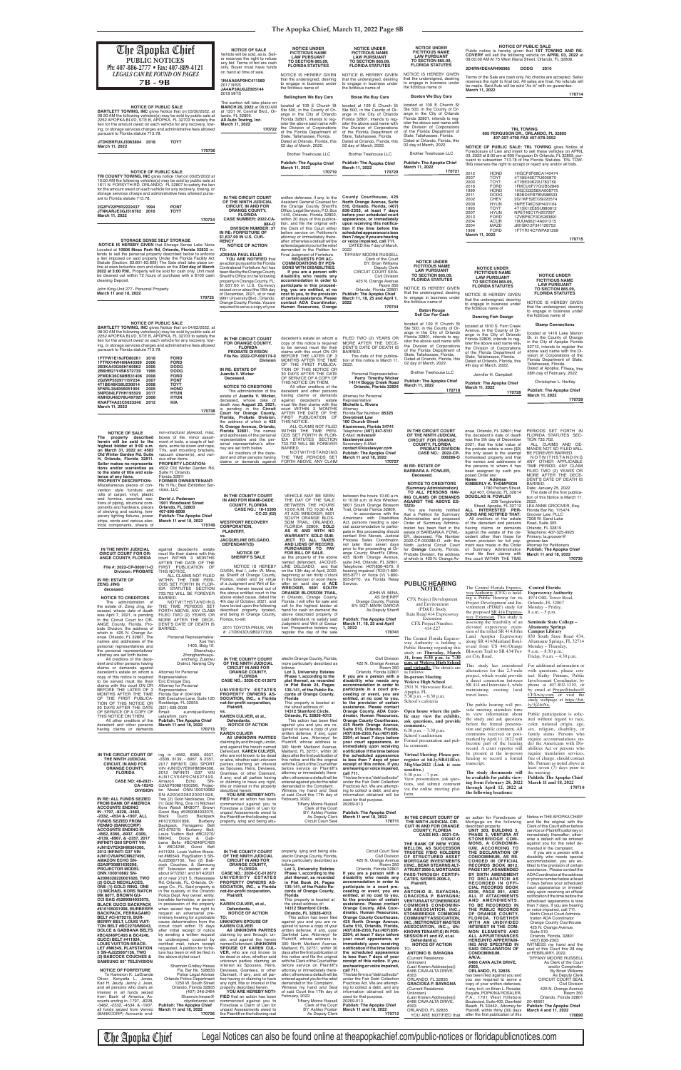# The Apopka Chief

**PUBLIC NOTICES**

Ph: 407-886-2777 • Fax: 407-889-4121

*LEGALS CAN BE FOUND ON PAGES* **7B - 9B**

---

**NOTICE OF PUBLIC SALE**

**BARTLETT TOWING, INC** gives Notice that on 03/30/2022, at 08:30 AM the following vehicles(s) may be sold by public sale at 2252 APOPKA BLVD, STE B, APOPKA, FL 32703 to satisfy the lien for the amount owed on each vehicle for any recovery, towing, or storage services charges and administrative fees allowed pursuant to Florida statute 713.78.

**JTDKBRFUXJ3063804 2018 TOYT**

**March 11, 2022** **170736**

---

**NOTICE OF PUBLIC SALE**

**TRI COUNTY TOWING, INC** gives notice that on 03/25/2022 at 10:00 AM the following vehicles(s) may be sold by public sale at 1011 N. FORSYTH RD. ORLANDO, FL 32807 to satisfy the lien for the amount owed on each vehicle for any recovery, towing, or storage services charge and administrative fees allowed pursuant to Florida statute 713.78.

**2G2FV22P5R2222437 1994 PONT**
**JTNKARJE3GJ516762 2016 TOYT**

**March 11, 2022** **170734**

---

**STORAGE SENSE SELF STORAGE**

**NOTICE IS HEREBY GIVEN** that Storage Sense Lake Nona Located at **10906 Moss Park Rd, Orlando, Florida 32832** intends to sell the personal property described below to enforce a lien imposed on said property Under the Florida Facility Act Statute (Section: 83.801-83.809) The Sale shall take place online at www.lockerfox.com and close on the **23rd day of March 2022 at 3:00 P.M.** Property will be sold for cash only. Unit must be cleared out within 72 hours of purchase with a $100 cash cleaning Deposit.

John Doe-Unit 277- Personal Property

**March 11 and 18, 2022** **170725**

---

**NOTICE OF PUBLIC SALE**

**BARTLETT TOWING, INC** gives Notice that on 04/02/2022, at 08:30 AM the following vehicles(s) may be sold by public sale at 2252 APOPKA BLVD, STE B, APOPKA, FL 32703 to satisfy the lien for the amount owed on each vehicle for any recovery, towing, or storage services charges and administrative fees allowed pursuant to Florida statute 713.78.

| | | |
|---|---|---|
| 1FTPW1E1XFD80261 | 2018 | FORD |
| 1FTRX14W46NA40309 | 2006 | FORD |
| 2B3KA43G86H195662 | 2006 | DODG |
| 2B6HB21Y4SK572739 | 1995 | DODG |
| 2FMDK36C68BB31406 | 2008 | FORD |
| 2G2WP552971157234 | 2007 | PONT |
| 4T1BE46K39U230016 | 2007 | TOYT |
| 5FNRL38405B051904 | 2005 | HOND |
| 5NPD84LF7HH195529 | 2017 | HYUN |
| KMHDU46D07U097927 | 2007 | HYUN |
| KNAFT4A23C5623240 | 2012 | KIA |

**March 11, 2022** **170738**

---

**NOTICE OF SALE**

**The property described herein will be sold to the highest bidder at 9:00 a.m. on March 31, 2022 at: 4502 Old Winter Garden Rd, Suite H, Orlando, Florida 32811. Seller makes no representations and/or warranties as to the state of title and existence of any liens.**

**PROPERTY DESCRIPTION:** Miscellaneous pieces of convention style furniture and rolls of carpet, vinyl, plastic and fabrics, assorted sections of piping, structural components and hardware, pieces of shelving and racking, temporary lighting fixtures, power strips, cords and various electrical components, sheets of non-structural plywood, misc. boxes of tile, minor assortment of tools, a couple of ladders, some tie down and rope, TVs, wall mounting brackets, two vacuum cleaner(s), and various other items.

**PROPERTY LOCATION:** 4502 Old Winter Garden Rd, Suite H, Orlando, Florida 32811

**FORMER OWNER/TENANT:** Hu Yi Hu, Best Exhibition Services, LLC

**David J. Pedersen**
**1901 Woodward Street**
**Orlando, FL 32803**
**407-896-8008**
**Publish: The Apopka Chief**
**March 11 and 18, 2022** **170749**

---

**IN THE NINTH JUDICIAL CIRCUIT COURT FOR ORANGE COUNTY, FLORIDA**

**File #: 2022-CP-000011-O**
**Division: PROBATE**

**IN RE: ESTATE OF ZENG JING, deceased**

**NOTICE TO CREDITORS**

The administration of the estate of Zeng Jing, deceased, whose date of death was April 7, 2021, is pending in the Circuit Court for ORANGE County, Florida, Probate Division, the address of which is 425 N. Orange Avenue, Orlando, FL 32801. The names and addresses of the personal representatives and the personal representatives' attorney are set forth below.

All creditors of the decedent and other persons having claims or demands against decedent's estate on whom a copy of this notice is required to be served must file their claims with this court ON OR BEFORE THE LATER OF 3 MONTHS AFTER THE TIME OF THE FIRST PUBLICATION OF THIS NOTICE OR 30 DAYS AFTER THE DATE OF SERVICE OF A COPY OF THIS NOTICE ON THEM.

All other creditors of the decedent and other persons having claims or demands against decedent's estate must file their claims with this court WITHIN 3 MONTHS AFTER THE DATE OF THE FIRST PUBLICATION OF THIS NOTICE.

ALL CLAIMS NOT FILED WITHIN THE TIME PERIODS SET FORTH IN FLORIDA STATUTES SECTION 733.702 WILL BE FOREVER BARRED.

NOTWITHSTANDING THE TIME PERIODS SET FORTH ABOVE, ANY CLAIM FILED TWO (2) YEARS OR MORE AFTER THE DECEDENT'S DATE OF DEATH IS BARRED.

Personal Representative:
Xue Yan
1403, Bldg 19, No. 33, Shanshuiju Zhonghaihuayuanchang, Zuanwu District, Nanjing City

Attorney for Personal Representative:
Eric Enrique Esq.
Attorney for Personal Representative
Florida Bar # 0041998
836 Executive Lane, Suite 120
Rockledge, FL 32955
(321) 638-2009
Email: e.enrique@enriqueslawfirm.com

**Publish: The Apopka Chief**
**March 11 and 18, 2022** **170713**

---

**IN THE CIRCUIT COURT OF THE NINTH JUDICIAL CIRCUIT, IN AND FOR ORANGE COUNTY, FLORIDA**

**CASE NO: 48-2021-CA-10243**
**DIVISION**

**IN RE: ALL FUNDS SEIZED FROM BANK OF AMERICA ACCOUNTS ENDING IN -1797, -8228, -3462, -2332, -4534 & -1907, ALL FUNDS SEIZED FROM VENMO (BANKCORP) ACCOUNTS ENDING IN -4562, -8366, -6937, -0309, -8139, -8967, & -2357, 2017 INFINITI Q60 SPORT VIN #JN1CV6FK9HM364306, 2012 INFINITI G37 VIN #JN1CV6AP9CM627499, AMAZON ECHO SN-G2A0P30881630296, PROJECTOR MODEL ONN.100010682 SN-A200032820001826, TWO (2) GOLD NECKLACES, ONE (1) GOLD RING, ONE (1) MICHAEL KORS WATCH MK 8077, BROWN GUCCI BAG #5269084933075, BLACK GUCCI BACKPACK #610105001998, BURBERRY BACKPACK, FERRAGAMO BELT #CI-679219, BURBERRY BELT, LOUIS VUITTON BELT #BC2270/M9043, DOLCE & GABBANA BELTS #BC4246PC493 & BC4246, GUCCI BELT #411924, LOUIS VUITTON BRACELET #M6549, PLAYSTATION 5 SN-AJ225667156, TWO (2) BABCOCK COUCHES & SAMSUNG 65" TELEVISION**

**NOTICE OF FORFEITURE**

To Clarence K. LaGrande Oliver, Kenyatta L. Jones, Karl H. Jeudy, Jenny J. Jean, and all persons who claim an interest in all funds seized from Bank of America Accounts ending in -1797, -8228, -3462, -2332, -4534, & -1907, all funds seized from Venmo (BANKCORP) Accounts ending -4562, -8366, -6937, -0309, -8139, -8967, & -2357, 2017 INFINITI Q60 SPORT VIN #JN1CV6FK9HM364306, 2012 INFINITI G37 VIN #JN1CV6AP9CM627499, Amazon Echo SN-G2A0P30881630296, Projector Model ONN.100010682 SN-A200032820001826, Two (2) Gold Necklaces, One (1) Gold Ring, One (1) Michael Kors Watch MK8077, Brown Gucci Bag #5269084933075, Black Gucci Backpack #610105001998, Burberry Backpack, Ferragamo Belt #CI-679219, Burberry Belt, Louis Vuitton Belt #BC2270/M9043, Dolce & Gabbana Belts #BC4246PC493 & #BC4246, Gucci Belt #411924, Louis Vuitton Bracelet #M6549, PlayStation 5 SN-AJ225667156, Two (2) Babcock Couches, & Samsung 65" Television seized on or about 9/7/2021 and 9/14/2021 at or near 2121 S. Hiawassee Rd. Orlando, FL, Orlando, Orange Co., FL. Said property is in the custody of the Orlando Police Dept. Any owner, entity, bonafide lienholder, or person in possession of the property when seized has the right to request an adversarial preliminary hearing for a probable cause determination from the circuit court within 15 days after initial receipt of notice by sending a written request to undersigned counsel by certified mail, return receipt requested. A petition for forfeiture has been or will be filed in the above-styled court.

Shannon Gridley Hesse
Fla. Bar No. 528633
Police Legal Advisor
Orlando Police Department
1250 W. South Street
Orlando, Florida 32805
(407) 246-2464
Shannon.hesse@cityoforlando.net

**Publish: The Apopka Chief**
**March 11 and 18, 2022** **170726**

---

**NOTICE OF SALE**

Vehicle will be sold, as is. Seller reserves the right to refuse any bid. Terms of bid are cash only. Buyer must have funds on hand at time of sale.

**1NAA6AP0HC411589**
2017 NISS
**JA4AP3AU8JZ005144**
2018 MITS

The auction will take place on **MARCH 26, 2022** at 08:00 AM at 1331 W. Central Blvd., Orlando, FL 32805. **All Auto Towing, Inc.**

**March 11, 2022** **170722**

---

**NOTICE UNDER FICTITIOUS NAME LAW PURSUANT TO SECTION 865.09, FLORIDA STATUTES**

NOTICE IS HEREBY GIVEN that the undersigned, desiring to engage in business under the fictitious name of

**Bellingham We Buy Cars**

located at 109 E Church St Ste 500, in the County of Orange in the City of Orlando Florida 32801, intends to register the above said name with the Division of Corporations of the Florida Department of State, Tallahassee, Florida.

Dated at Orlando, Florida, this 02 day of March, 2022.

Brother Treehouse LLC

**Publish: The Apopka Chief**
**March 11, 2022** **170719**

---

**NOTICE UNDER FICTITIOUS NAME LAW PURSUANT TO SECTION 865.09, FLORIDA STATUTES**

NOTICE IS HEREBY GIVEN that the undersigned, desiring to engage in business under the fictitious name of

**Boise We Buy Cars**

located at 109 E Church St Ste 500, in the County of Orange in the City of Orlando Florida 32801, intends to register the above said name with the Division of Corporations of the Florida Department of State, Tallahassee, Florida.

Dated at Orlando, Florida, this 02 day of March, 2022.

Brother Treehouse LLC

**Publish: The Apopka Chief**
**March 11, 2022** **170720**

---

**NOTICE UNDER FICTITIOUS NAME LAW PURSUANT TO SECTION 865.09, FLORIDA STATUTES**

NOTICE IS HEREBY GIVEN that the undersigned, desiring to engage in business under the fictitious name of

**Boston We Buy Cars**

located at 109 E Church St Ste 500, in the County of Orange in the City of Orlando Florida 32801, intends to register the above said name with the Division of Corporations of the Florida Department of State, Tallahassee, Florida.

Dated at Orlando, Florida, this 02 day of March, 2022.

Brother Treehouse LLC

**Publish: The Apopka Chief**
**March 11, 2022** **170721**

---

**NOTICE UNDER FICTITIOUS NAME LAW PURSUANT TO SECTION 865.09, FLORIDA STATUTES**

NOTICE IS HEREBY GIVEN that the undersigned, desiring to engage in business under the fictitious name of

**Baton Rouge Sell Car For Cash**

located at 109 E Church St Ste 500, in the County of Orange in the City of Orlando Florida 32801, intends to register the above said name with the Division of Corporations of the Florida Department of State, Tallahassee, Florida.

Dated at Orlando, Florida, this 02 day of March, 2022.

Brother Treehouse LLC

**Publish: The Apopka Chief**
**March 11, 2022** **170718**

---

**NOTICE OF PUBLIC SALE**

Public notice is hereby given that **1ST TOWING AND RECOVERY** will sell the following vehicle on **APRIL 03, 2022** at 08:00:00 AM At 75 West Illiana Street, Orlando, FL 32806.

**2D4HN48E46R496985 DODG 2010**

Terms of the Sale are cash only. No Checks are accepted. Seller reserves the right to final bid. All sales are final. No refunds will be made. Said Auto will be sold "As Is" with no guarantee.

**March 11, 2022** **170714**

---

**TRL TOWING**
**605 FERGUSON DR., ORLANDO, FL 32805**
**407-207-4790 FAX 407-578-3052**

**NOTICE OF PUBLIC SALE: TRL TOWING** gives Notice of Foreclosure of Lien and intent to sell these vehicles on APRIL 03, 2022 at 8:00 am at 605 Ferguson Dr Orlando, FL 32805, pursuant to subsection 713.78 of the Florida Statutes. TRL TOWING reserves the right to accept or reject any and/or all bids.

| | | |
|---|---|---|
| 2012 | HOND | 1HGCP2F68CA140474 |
| 2007 | TOYT | 4T1BE46K77U605870 |
| 2003 | TOYT | 4T1BE30K23U783750 |
| 2016 | FORD | 1FMCU0F77GUB52946 |
| 1999 | HOND | 1HGCG3258XA008775 |
| 2011 | DODG | 1B3BD4FB7BN598533 |
| 2002 | CHEV | 2G1WF52E729220574 |
| 2009 | HYUN | 5NPET46C59H431164 |
| 1995 | TOYT | 4T1SK12E8SU880812 |
| 2007 | HYUN | KMHDU46D17U257297 |
| 2013 | FORD | 1ZVBP8CF3D5283891 |
| 2004 | ACUR | 19UUA66214A001315 |
| 2004 | MAZD | JM1BK12F341126752 |
| 1998 | FORD | 1FTYR14C7WPA91299 |

**March 11, 2022** **170715**

---

**NOTICE UNDER FICTITIOUS NAME LAW PURSUANT TO SECTION 865.09, FLORIDA STATUTES**

NOTICE IS HEREBY GIVEN that the undersigned, desiring to engage in business under the fictitious name of

**Dancing Fish Design**

located at 1810 S. Fern Creek Avenue, in the County of Orange in the City of Orlando Florida 32806, intends to register the above said name with the Division of Corporations of the Florida Department of State, Tallahassee, Florida.

Dated at Orlando, Florida, this 4th day of March, 2022.

Jennifer H. Campbell

**Publish: The Apopka Chief**
**March 11, 2022** **170728**

---

**NOTICE UNDER FICTITIOUS NAME LAW PURSUANT TO SECTION 865.09, FLORIDA STATUTES**

NOTICE IS HEREBY GIVEN that the undersigned, desiring to engage in business under the fictitious name of

**Stamp Connections**

located at 1416 Lake Marion Dr, in the County of Orange in the City of Apopka Florida 32712, intends to register the above said name with the Division of Corporations of the Florida Department of State, Tallahassee, Florida.

Dated at Apopka, Florida, this 28th day of February, 2022.

Christopher L. Hartley

**Publish: The Apopka Chief**
**March 11, 2022** **170729**

---

**IN THE CIRCUIT COURT OF THE NINTH JUDICIAL CIRCUIT, IN AND FOR ORANGE COUNTY, FLORIDA**

**CASE NUMBER: 2022-CA-884-O**
**DIVISION NUMBER: 37**

**IN RE: FORFEITURE OF $1,637.00 IN U.S. CURRENCY**

**NOTICE OF ACTION**

**TO: JOSHUA PAUL ELLIS**

**YOU ARE NOTIFIED** that an action pursuant to the Florida Contraband Forfeiture Act has been filed by the Orange County Sheriff's Office on the following property in Orange County, FL: $1,637.00 in U.S. Currency seized on or about the 10th day of December, 2021, at or near 9991 University Blvd., Orlando, Orange County, Florida. You are required to serve a copy of your written defenses, if any, to the Assistant General Counsel for the Orange County Sheriff's Office, Legal Services, P.O. Box 1440, Orlando, Florida 32802, within 30 days of this publication, and file the original with the Clerk of this Court either before service on Petitioner's attorney or immediately thereafter; otherwise a default will be entered against you for the relief demanded in the Petition for Final Judgment of Forfeiture.

**REQUESTS FOR ACCOMMODATIONS BY PERSONS WITH DISABILITIES. If you are a person with disability who needs any accommodation in order to participate in this proceeding, you are entitled, at no cost to you, to the provision of certain assistance. Please contact ADA Coordinator, Human Resources, Orange County Courthouse, 425 North Orange Avenue, Suite 510, Orlando, Florida, (407) 836-2303, at least 7 days before your scheduled court appearance, or immediately upon receiving this notification if the time before the scheduled appearance is less than 7 days; if you are hearing or voice impaired, call 711.**

DATED this 7 day of March, 2022.

TIFFANY MOORE RUSSELL
Clerk of the Court
BY: Brian Williams
Deputy Clerk
CIRCUIT COURT SEAL
Civil Division
425 N. Orange Avenue
Room 350
Orlando, Florida 32801

**Publish: The Apopka Chief**
**March 11, 18, 25 and April 1, 2022** **170744**

---

**IN THE CIRCUIT COURT FOR ORANGE COUNTY, FLORIDA PROBATE DIVISION**

**File No. 2022-CP-000174-O**
**Division**

**IN RE: ESTATE OF Juanita V. Wicker Deceased.**

**NOTICE TO CREDITORS**

The administration of the estate of **Juanita V. Wicker**, deceased, whose date of death was **August 23, 2021**, is pending in the **Circuit Court for Orange County, Florida, Probate Division**, the address of which is **425 N. Orange Avenue, Orlando, Florida 32801**. The names and addresses of the personal representative and the personal representative's attorney are set forth below.

All creditors of the decedent and other persons having claims or demands against decedent's estate on whom a copy of this notice is required to be served must file their claims with this court ON OR BEFORE THE LATER OF 3 MONTHS AFTER THE TIME OF THE FIRST PUBLICATION OF THIS NOTICE OR 30 DAYS AFTER THE DATE OF SERVICE OF A COPY OF THIS NOTICE ON THEM.

All other creditors of the decedent and other persons having claims or demands against decedent's estate must file their claims with this court WITHIN 3 MONTHS AFTER THE DATE OF THE FIRST PUBLICATION OF THIS NOTICE.

ALL CLAIMS NOT FILED WITHIN THE TIME PERIODS SET FORTH IN FLORIDA STATUTES SECTION 733.702 WILL BE FOREVER BARRED.

NOTWITHSTANDING THE TIME PERIODS SET FORTH ABOVE, ANY CLAIM FILED TWO (2) YEARS OR MORE AFTER THE DECEDENT'S DATE OF DEATH IS BARRED.

The date of first publication of this notice is March 11, 2022.

Personal Representative:
**Perry Timothy Wicker**
**14114 Boggy Creek Road**
**Orlando, Florida 32824**

Attorney for Personal Representative:
**Michelle L. Rivera**
Attorney
Florida Bar Number: **85325**
**Overstreet Law**
**100 Church Street**
**Kissimmee, Florida 34741**
Telephone: **(407) 847-5151**
E-Mail: **mrivera@kissilawyer.com**
Secondary E-Mail: **jsulvia@kissilawyer.com**

**Publish: The Apopka Chief**
**March 11 and 18, 2022** **170727**

---

**IN THE COUNTY COURT IN AND FOR MIAMI-DADE COUNTY, FLORIDA**

**CASE NO.: 18-15395 CC-23 (02)**

**WESTPORT RECOVERY CORPORATION, PLAINTIFF,**
**vs.**
**JACQUELINE DELGADO, DEFENDANT(S).**

**NOTICE OF SHERIFF'S SALE**

NOTICE IS HEREBY GIVEN, that I, John W. Mina, as Sheriff of Orange County, Florida, under and by virtue of a Judgment and Writ of Execution, therein issued out of the above entitled court in the above styled cause, dated the 4th day of October, 2021, and have levied upon the following described property located, and being in Orange County, Florida, to-wit:

2011 TOYOTA PRIUS, VIN #: JTDKN3DU9B0277086.

VEHICLE MAY BE SEEN THE DAY OF THE SALE BETWEEN THE HOURS 10:00 A.M. TO 10:30 A.M. AT ACE WRECKER, 5601 SOUTH ORANGE BLOSSOM TRAIL, ORLANDO, FLORIDA 32809. **SOLD AS IS AND WITH NO WARRANTY. SOLD SUBJECT TO ALL TAXES AND LIENS OF RECORD. PURCHASER TO PAY FOR BILL OF SALE.**

as the property of the above named defendant, JACQUELINE DELGADO, and that on the 13th day of April, 2022, beginning at ten thirty o'clock in the forenoon or soon thereafter on said day at **ACE WRECKER, 5601 SOUTH ORANGE BLOSSOM TRAIL**, in Orlando, Orange County, Florida. I will offer for sale and sell to the highest bidder at hand for cash on demand the above described property of said defendant, to satisfy said Judgment and Writ of Execution. Prospective bidders may register the day of the sale between the hours 10:00 a.m. to 10:30 a.m. at Ace Wrecker, 5601 South Orange Blossom Trail, Orlando Florida 32809.

In accordance with the Americans with Disabilities Act, persons needing a special accommodation to participate in this proceeding should contact Eric Nieves, Judicial Process Sales Coordinator, not later than seven days prior to the proceeding at Orange County Sheriff's Office, 425 North Orange Avenue, suite 240, Orlando, FL 32801. Telephone: (407)836-4570; If hearing impaired, (TDD) 1-800-955-8771, or Voice (V) 1-800-955-8770, via Florida Relay Service.

JOHN W. MINA,
AS SHERIFF
Orange County, Florida
BY: SGT. MARK GARCIA
As Deputy Sheriff

**Publish: The Apopka Chief**
**March 11, 18, 25 and April 1, 2022** **170741**

---

**IN THE COUNTY COURT OF THE NINTH JUDICIAL CIRCUIT IN AND FOR ORANGE COUNTY, FLORIDA**

**CASE NO.: 2020-CC-012672**

**UNIVERSITY ESTATES PROPERTY OWNERS ASSOCIATION, INC., a Florida not-for-profit corporation,**
**Plaintiff,**
**v.**
**KAREN CULVER, et al.,**
**Defendants.**

**NOTICE OF ACTION**

**TO: KAREN CULVER and ALL UNKNOWN PARTIES** claiming by and through, under, and against the herein named Defendant, KAREN CULVER, who are not known to be dead or alive, whether said unknown parties claiming an interest as Spouses, Heirs, Devisees, Grantees, or other Claimant, if any, and all parties having or claiming to have any right, title or interest in the property described herein.

**YOU ARE HEREBY NOTIFIED** that an action has been commenced against you to Foreclose a Claim of Lien for unpaid Assessments owed to the Plaintiff on the following real property, lying and being situated in Orange County, Florida, more particularly described as follows:

**Lot 3, University Estates Phase 1, according to the plat thereof, as recorded in Plat Book 24, Pages 138-141, of the Public Records of Orange County, Florida.**

This property is located at the street address of: **14312 Stamford Circle, Orlando, FL 32826-4313**

This action has been filed against you and you are required to serve a copy of your written defenses, if any, upon Garfinkel Law, Attorneys' for Plaintiff, whose address is: 300 North Maitland Avenue, Maitland, FL 32751, within 30 days after the first publication of this notice and file the original with the Clerk of the Court either before service on Plaintiff's attorney or immediately thereafter; otherwise a default will be entered against you for the relief demanded in the Complaint.

Witness my hand and Seal of said Court this 17th day of February, 2022.

Tiffany Moore Russell
Clerk of the Court
BY: Ashley Poston
As Deputy Clerk
Circuit Court Seal

Civil Division
425 N. Orange Avenue
Room 350
Orlando, Florida 32801

**If you are a person with a disability who needs any accommodation in order to participate in a court proceeding or event, you are entitled, at no cost to you, to the provision of certain assistance. Please contact: Orange County, ADA Coordinator, Human Resources, Orange County Courthouse, 425 North Orange Avenue, Suite 510, Orlando, Florida, (407) 836-2303, Fax: (407) 836-2204; at least 7 days before your court appearance, or immediately upon receiving notification if the time before the scheduled court appearance is less than 7 days. If you are hearing or voice impaired, call 711.**

This notice firm is a "debt collector" under the Fair Debt Collection Practices Act. We are attempting to collect a debt, and any information obtained will be used for that purpose.

29289-013

**Publish: The Apopka Chief**
**March 11 and 18, 2022** **170711**

---

**IN THE COUNTY COURT OF THE NINTH JUDICIAL CIRCUIT IN AND FOR ORANGE COUNTY, FLORIDA**

**CASE NO.: 2020-CC-012672**

**UNIVERSITY ESTATES PROPERTY OWNERS ASSOCIATION, INC., a Florida not-for-profit corporation,**
**Plaintiff,**
**v.**
**KAREN CULVER, et al.,**
**Defendants.**

**NOTICE OF ACTION**

**TO: UNKNOWN SPOUSE OF KAREN CULVER**

**ALL UNKNOWN PARTIES** claiming by and through, under, and against the herein named Defendant, UNKNOWN SPOUSE OF KAREN CULVER, who are not known to be dead or alive, whether said unknown parties claiming an interest as Spouses, Heirs, Devisees, Grantees, or other Claimant, if any, and all parties having or claiming to have any right, title or interest in the property described herein.

**YOU ARE HEREBY NOTIFIED** that an action has been commenced against you to Foreclose a Claim of Lien for unpaid Assessments owed to the Plaintiff on the following real property, lying and being situated in Orange County, Florida, more particularly described as follows:

**Lot 14, University Estates Phase 1, according to the plat thereof, as recorded in Plat Book 24, Pages 138-141, of the Public Records of Orange County, Florida.**

This property is located at the street address of: **14312 Stamford Circle, Orlando, FL 32826-4313**

This action has been filed against you and you are required to serve a copy of your written defenses, if any, upon Garfinkel Law, Attorneys' for Plaintiff, whose address is: 300 North Maitland Avenue, Maitland, FL 32751, within 30 days after the first publication of this notice and file the original with the Clerk of the Court either before service on Plaintiff's attorney or immediately thereafter; otherwise a default will be entered against you for the relief demanded in the Complaint.

Witness my hand and Seal of said Court this 17th day of February, 2022.

Tiffany Moore Russell
Clerk of the Court
BY: Ashley Poston
As Deputy Clerk
Circuit Court Seal

Civil Division
425 N. Orange Avenue
Room 350
Orlando, Florida 32801

**If you are a person with a disability who needs any accommodation in order to participate in a court proceeding or event, you are entitled, at no cost to you, to the provision of certain assistance. Please contact: Orange County, ADA Coordinator, Human Resources, Orange County Courthouse, 425 North Orange Avenue, Suite 510, Orlando, Florida, (407) 836-2303, Fax: (407) 836-2204; at least 7 days before your court appearance, or immediately upon receiving notification if the time before the scheduled court appearance is less than 7 days. If you are hearing or voice impaired, call 711.**

This notice firm is a "debt collector" under the Fair Debt Collection Practices Act. We are attempting to collect a debt, and any information obtained will be used for that purpose.

29289-013

**Publish: The Apopka Chief**
**March 11 and 18, 2022** **170712**

---

**IN THE CIRCUIT COURT OF THE NINTH JUDICIAL CIRCUIT COURT ORANGE COUNTY, FLORIDA PROBATE DIVISION**

**CASE NO.: 2022-CP-000286-O**

**IN RE: ESTATE OF BARBARA A. FOWLER, Deceased.**

**NOTICE TO CREDITORS (Summary Administration)**

**TO ALL PERSONS HAVING CLAIMS OR DEMANDS AGAINST THE ABOVE ESTATE:**

You are hereby notified that a Petition for Summary Administration and proposed Order of Summary Administration has been filed in the estate of BARBARA A. FOWLER, deceased, File Number 2022-CP-000286-O, with the Ninth Judicial Circuit Court for Orange County, Florida, Probate Division, the address of which is 425 N. Orange Avenue, Orlando, FL 32801; that the decedent's date of death was the 5th day of December 2021; that the total value of the probate estate is zero ($0), the only asset is the exempt homestead property and that the names and addresses of the persons to whom it has been assigned by such proposed Order are:

**Name** **Address**

**KIMBERLY K. THOMPSON**
1780 Pelham Street Apt 407, Orlando, FL 32814

**DOUGLAS N. FOWLER**
239 Tanglewilde Street, Apopka, FL 32712

**ALL INTERESTED PERSONS ARE NOTIFIED THAT:**

All creditors of the estate of the decedent and persons having claims or demands against the estate of the decedent other than those for whom provision for full payment was made in the Order of Summary Administration must file their claims with this court WITHIN THE TIME PERIODS SET FORTH IN FLORIDA STATUTES SECTION 733.702.

ALL CLAIMS AND DEMANDS NOT SO FILED WILL BE FOREVER BARRED. NOTWITHSTANDING ANY OTHER APPLICABLE TIME PERIOD, ANY CLAIM FILED TWO (2) YEARS OR MORE AFTER THE DECEDENT'S DATE OF DEATH IS BARRED.

Date: January 25, 2022

The date of the first publication of this Notice is March 11, 2022.

LEA ANNE GROOVER, Esq.
Florida Bar No. 115474
Groover Law, PLLC
1947 Lee Road, Suite 305
Orlando, FL 32819
Telephone: 407-325-9925
Primary: lagroover@groover.law
Attorney for Petitioners

**Publish: The Apopka Chief**
**March 11 and 18, 2022** **170735**

---

# CFX PUBLIC HEARING NOTICE

CFX Project Development and Environment (PD&E) Study
State Road 414 Expressway Extension
CFX Project Number: 414-227

The Central Florida Expressway Authority is holding a Public Hearing regarding this study on **Thursday, March 31, from 5:30 p.m. to 7:30 p.m. at Wekiva High School and virtually.** The details are as follows:

**In-person Meeting**
**Wekiva High School**
2501 N. Hiawassee Road, Apopka, FL

5:30 p.m. – 6:30 p.m.
School's cafeteria

**Open house where the public may view the exhibits, ask questions, and provide comments.**

6:30 p.m. – 7:30 p.m.
School's auditorium

Formal presentation and public comment.

**Virtual Meeting: Please pre-register at bit.ly/SR414Ext-MtgMar2022 (Link is case sensitive.)**

5:30 p.m. – 7 p.m.

View presentation, ask questions, and submit comment via the online meeting platform.

The Central Florida Expressway Authority (CFX) is holding a Public Hearing for its Project Development and Environment (PD&E) study for the proposed SR 414 Expressway Extension. This study is assessing the feasibility of an elevated expressway extension of the tolled SR 414/John Land Apopka Expressway along SR 414/Maitland Boulevard from US 441/Orange Blossom Trail to SR 434/Forest City Road.

This study has considered alternatives for this 2.3-mile project, which would provide a direct connection between SR 414 and Interstate 4, while maintaining existing local travel lanes.

The public hearing will provide meeting attendees time to view information about the study and ask questions before the formal presentation and public comment. All comments received or postmarked by April 11, 2022 will become part of the formal record. A court reporter will be present at the in-person hearing to record a formal transcript.

**The study documents will be available for public viewing from February 28, 2022 through April 12, 2022 at the following locations:**

**Central Florida Expressway Authority**
4974 ORL Tower Road, Orlando, FL 32807
Monday – Friday, 8 a.m. – 5 p.m.

**Seminole State College – Altamonte Springs Campus Library**
850 South State Road 434, Altamonte Springs, FL 32714
Monday – Thursday, 9 a.m. – 8:30 p.m.; Friday, 9 a.m. – 4:30 p.m.

For additional information or with questions, please contact Kathy Putnam, Public Involvement Coordinator, by phone at 407-802-3210, or by email at Project@SR414Extension.com or visit the study webpage at https://bit.ly/3jZx6Na.

Public participation is solicited without regard to race, color, national origin, age, sex, religion, disability, or family status. Persons who require accommodations under the Americans with Disabilities Act or persons who require translation services, free of charge, should contact Ms. Putnam as noted above at least seven (7) days prior to the meeting.

**Publish: The Apopka Chief**
**March 11 and 18, 2022** **170710**

---

**IN THE CIRCUIT COURT OF THE NINTH JUDICIAL CIRCUIT IN AND FOR ORANGE COUNTY, FLORIDA**

**CASE NO.: 2021-CA-010447-O**

**THE BANK OF NEW YORK MELLON, AS SUCCESSOR TRUSTEE F/B/O HOLDERS OF STRUCTURED ASSET MORTGAGE INVESTMENTS II INC., BEAR STEARNS ALT-A TRUST 2006-2, MORTGAGE PASS-THROUGH CERTIFICATES, SERIES 2006-2,**
**Plaintiff,**
**vs.**
**ANTONIO B. BAYAGNA; GRACIOSA P. BAYAGNA; VENTURA AT STONEBRIDGE COMMONS CONDOMINIUM ASSOCIATION, INC.; STONEBRIDGE COMMONS COMMUNITY ASSOCIATION, INC.; METROWEST MASTER ASSOCIATION, INC.; UNKNOWN TENANT(S) IN POSSESSION #1 and #2, et.al.**
**Defendant(s).**

**NOTICE OF ACTION**

**TO:**
**ANTONIO B. BAYAGNA**
(Current Residence Unknown)
(Last Known Address(es))
6466 CAVA ALTA DRIVE, #303
ORLANDO, FL 32835

**GRACIOSA P. BAYAGNA**
(Current Residence Unknown)
(Last Known Address(es))
6466 CAVA ALTA DRIVE, #303
ORLANDO, FL 32835

YOU ARE NOTIFIED that an action for Foreclosure of Mortgage on the following described property:

**UNIT 303, BUILDING 3, PHASE 2, VENTURA AT STONEBRIDGE COMMONS, A CONDOMINIUM, ACCORDING TO THE DECLARATION OF CONDOMINIUM, AS RECORDED IN OFFICIAL RECORDS BOOK 8612, PAGE 1307, AS AMENDED BY SIXTH AMENDMENT TO DECLARATION AS RECORDED IN OFFICIAL RECORDS BOOK 8306, PAGE 991, AND ALL IT ATTACHMENTS AND AMENDMENTS, TO BE RECORDED IN THE PUBLIC RECORDS OF ORANGE COUNTY, FLORIDA, TOGETHER WITH AN UNDIVIDED INTEREST IN THE COMMON ELEMENTS AND ALL APPURTENANCES HEREUNTO APPERTAINING AND SPECIFIED IN SAID DECLARATION OF CONDOMINIUM.**

**A/K/A: 6466 CAVA ALTA DRIVE, #303, ORLANDO, FL 32835.**

has been filed against you and you are required to serve a copy of your written defenses, if any, to it, on Brian L. Rosaler, Esquire, POPKIN & ROSALER, P.A., 1701 West Hillsboro Boulevard, Suite 400, Deerfield Beach, FL 33442., Attorney for Plaintiff, within thirty (30) days after the first publication of this Notice in THE APOPKA CHIEF and file the original with the Clerk of this Court either before service on Plaintiff's attorney or immediately thereafter; otherwise a default will be entered against you for the relief demanded in the complaint.

If you are a person with a disability who needs any accommodation in order to participate in this proceeding, you are entitled, at no cost to you, to the provision of certain assistance. Please contact the ADA Coordinator at the address or phone number below at least 7 days before your scheduled court appearance, or immediately upon receiving this notification if the time before the scheduled appearance is less than 7 days. If you are hearing or voice impaired, call 711.

North Circuit Court Administration ADA Coordinator
Orange County Courthouse
425 N. Orange Avenue, Suite 510,
Orlando, Florida, 32801
(407) 836-2303

WITNESS my hand and the seal of this Court this 28 day of FEBRUARY, 2022.

TIFFANY MOORE RUSSELL
As Clerk of the Court and/or Comptroller
By Brian Williams
As Deputy Clerk
CIRCUIT COURT SEAL
Civil Division
425 N. Orange Avenue
Room 350
Orlando, Florida 32801

20-48861

**Publish: The Apopka Chief**
**March 4 and 11, 2022** **170690**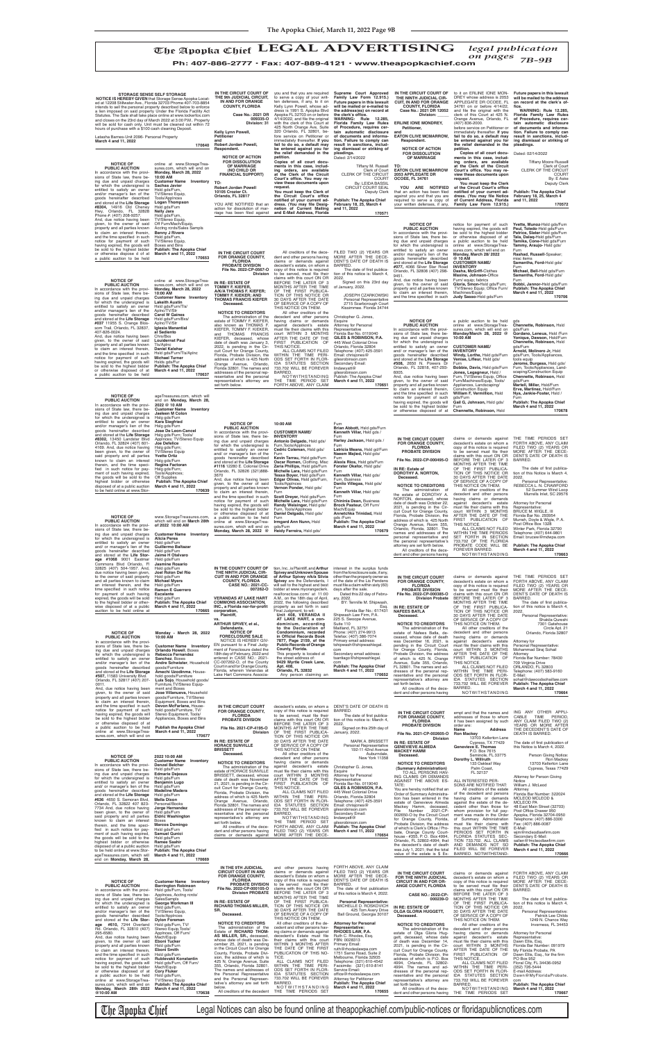**STORAGE SENSE SELF STORAGE**

**NOTICE IS HEREBY GIVEN** that Storage Sense Apopka Located at 12208 Stillwater Ave., Florida 32703 Phone 407-703-8854 intends to sell the personal property described below to enforce a lien imposed on said property Under the Florida Facility Act Statutes. The Sale shall take place online at www.lockerfox.com and closes on the 23rd day of March 2022 at 3:00 P.M.. Property will be sold for cash only. Unit must be cleaned out within 72 hours of purchase with a $100 cash cleaning Deposit.

Latasha Barnes-Unit 2096- Personal Property

**March 4 and 11, 2022**

**170640**

---

**NOTICE OF PUBLIC AUCTION**

In accordance with the provisions of State law, there being due and unpaid charges for which the undersigned is entitled to satisfy an owner and/or manager's lien of the goods hereinafter described and stored at the **Life Storage #8304**, 14916 Old Cheney Hwy. Orlando, FL. 32828 Phone #: (407) 208-9257. And, due notice having been given, to the owner of said property and all parties known to claim an interest therein, and the time specified in such notice for payment of such having expired, the goods will be sold to the highest bidder or otherwise disposed of at a public auction to be held online at www.StorageTreasures.com, which will end on **Monday, March 28, 2022 10:00 AM**

**Customer Name Inventory**

**Sachas Javier** Hsld gds/Furn
**Nelly Jara** Hsld gds/Furn, TV/Stereo Equip, Tools/Appliances
**Logan Thompson** Hsld gds/Furn
**Nelly Jara** Hsld gds/Furn, TV/Stereo Equip, Off Furn/Mach/Equip, Acctng rcrds/Sales Sample
**Benny J Rivera** Hsld gds/Furn, TV/Stereo Equip, Boxes and Bins

**Publish: The Apopka Chief March 4 and 11, 2022**

**170638**

---

**NOTICE OF PUBLIC AUCTION**

In accordance with the provisions of State law, there being due and unpaid charges for which the undersigned is entitled to satisfy an owner and/or manager's lien of the goods hereinafter described and stored at the **Life Storage #037** 11955 S. Orange Blossom Trail, Orlando, FL 32837, 407-826-0024. And, due notice having been given, to the owner of said property and all parties known to claim an interest therein, and the time specified in such notice for payment of such having expired, the goods will be sold to the highest bidder or otherwise disposed of at a public auction to be held online at www.StorageTreasures.com, which will end on **Monday, March 28, 2022 10:00 AM**

**Customer Name Inventory**

**Lakeith Austin** Hsld gds/Furn/Tls/Aplnc/TV/Str
**Carol W Gaines** Hsld gds/Furn/Bxs/Aplnc/TV/Str
**Iglesia Manantial el Salvador** Off Furn/Bxs
**Louidemat Paul** Tls/Aplnc
**Daniel Kelehar** Hsld gds/Furn/Tls/Aplnc
**Michael Turner** Hslds gds/Fur

**Publish: The Apopka Chief March 4 and 11, 2022**

**170637**

---

**NOTICE OF PUBLIC AUCTION**

In accordance with the provisions of State law, there being due and unpaid charges for which the undersigned is entitled to satisfy an owner and/or manager's lien of the goods hereinafter described and stored at the **Life Storage #8302**, 13400 Landstar Blvd Orlando FL 32824 (407) 601-4169. And, due notice having been given, to the owner of said property and all parties known to claim an interest therein, and the time specified in such notice for payment of such having expired, the goods will be sold to the highest bidder or otherwise disposed of at a public auction to be held online at www.StorageTreasures.com, which will end on **Monday, March 28, 2022 @ 10 AM**

**Customer Name Inventory**

**Jaelene M Colon** Hsld gds/Furn
**Kara Siegfried** Hsld gds/Furn
**Jose De Leon-Cancel** Hsld gds/Furn; Tools/Appliances; TV/Stereo Equip
**Joe Deloice** Hsld gds/Furn; TV/Stereo Equip
**Yvette Ortiz** Hsld gds/Furn
**Regina Factoran** Hsld gds/Furn; Tools/Appliances; Off Supplies

**Publish: The Apopka Chief March 4 and 11, 2022**

**170639**

---

**NOTICE OF PUBLIC AUCTION**

In accordance with the provisions of State law, there being due and unpaid charges for which the undersigned is entitled to satisfy an owner and/or manager's lien of the goods hereinafter described and stored at the **Life Storage #198** 9001 Eastmar Commons Blvd Orlando, Fl 32825 (407) 504-1957. And, due notice having been given, to the owner of said property and all parties known to claim an interest therein, and the time specified in such notice for payment of such having expired, the goods will be sold to the highest bidder or otherwise disposed of at a public auction to be held online at www.StorageTreasures.com, which will end on **March 28th of 2022 10:00 AM**

**Customer Name Inventory**

**Alicia Perez** Hsld gds/Furn
**Guillermo Baltazar** Hsld gds/Furn
**Jaime H Olalvaro** Hsld gds/Furn
**Jasmine Rosario** Hsld gds/Furn
**Joel Rolon Del Rio** Hsld gds/Furn
**Michael Myers** Hsld gds/Furn
**Ramon E Guerrero Escalante** Hsld gds/Furn

**Publish: The Apopka Chief March 4 and 11, 2022**

**170665**

---

**NOTICE OF PUBLIC AUCTION**

In accordance with the provisions of State law, there being due and unpaid charges for which the undersigned is entitled to satisfy an owner and/or manager's lien of the goods hereinafter described and stored at the **Life Storage #027**, 11303 University Blvd. Orlando, FL 32817 (407) 207-0011. And, due notice having been given, to the owner of said property and all parties known to claim an interest therein, and the time specified in such notice for payment of such having expired, the goods will be sold to the highest bidder or otherwise disposed of at a public auction to be held online at www.StorageTreasures.com, which will end on **Monday - March 28, 2022 10:00 AM**

**Customer Name Inventory**

**Orlando Howell**, Boxes
**Rebecca Fernandez Sanchez**, Boxes
**Andre Schwister**, Household goods/Furniture
**Amachi Uzodinma**, Household goods/Furniture, TV/Stereo Equipment and Boxes
**Jose Villanueva**, Household goods/Furniture, TV/Stereo Equipment, Boxes and Bins
**Devon McFarlane**, Household goods/Furniture, TV/Stereo Equipment, Tools/Appliances, Boxes and Bins

**Publish the Apopka Chief March 4 and 11, 2022**

**170677**

---

**NOTICE OF PUBLIC AUCTION**

In accordance with the provisions of State law, there being due and unpaid charges for which the undersigned is entitled to satisfy an owner and/or manager's lien of the goods hereinafter described and stored at the **Life Storage #036**, 4650 S. Semoran Blvd, Orlando, FL 32822 407 823-7734. And, due notice having been given, to the owner of said property and all parties known to claim an interest therein, and the time specified in such notice for payment of such having expired, the goods will be sold to the highest bidder or otherwise disposed of at a public auction to be held online at www.StorageTreasures.com, which will end on **Monday, March 28, 2022 10:00 AM**

**Customer Name Inventory**

**Denzel Belcher** Hsld gds/Furn
**Edmaris Dejesus** Hsld gds/Furn
**Benjamin Lugo** Hsld gds/Furn
**Madeline Madera** Hsld gds/Furn
**Melia Dixon** Personal/Books
**Jorge Hernandez** Hsld gds/Furn
**Eldric Washington** Boxes
**Marcos Domingo** Hsld gds/Furn
**Samuel Gunici** Hsld gds/Furn
**Renee Saahir** Hsld gds/Furn

**Publish: The Apopka Chief March 4 and 11, 2022**

**170669**

---

**NOTICE OF PUBLIC AUCTION**

In accordance with the provisions of State law, there being due and unpaid charges for which the undersigned is entitled to satisfy an owner and/or manager's lien of the goods hereinafter described and stored at the **Life Storage #610**, 7244 Overland Rd. Orlando, FL 32810 (407) 295-8580. And, due notice having been given, to the owner of said property and all parties known to claim an interest therein, and the time specified in such notice for payment of such having expired, the goods will be sold to the highest bidder or otherwise disposed of at a public auction to be held online at www.StorageTreasures.com, which will end on **Monday, March 28th 2022 @10:00 AM**

**Customer Name Inventory**

**Barrington Robinson** Hsld gds/Furn, Tools/Appliances, Acctng rcrds/Sales Sample
**George Workman III** Hsld gds/Furn, TV/Stereo Equip, Tools/Appliances
**Dyton Foreman** Hsld gds/Furn, TV/Stereo Equip, Tools/Appliances, Off Furn/Mach/Equip
**Ebonl Tucker** Hsld gds/Furn
**Eboni Smith** Hsld gds/Furn
**Rublewski Konstantin** Hsld gds/Furn, Off Furn/Mach/Equip
**Cory Fluker** Hsld gds/Furn, TV/Stereo Equip

**Publish: The Apopka Chief March 4 and 11, 2022**

**170668**

---

**IN THE CIRCUIT COURT OF THE 9th JUDICIAL CIRCUIT, IN AND FOR ORANGE COUNTY, FLORIDA**

**Case No.: 2021 DR 009335-O**
**Division: 31**

**Kelly Lynn Powell, Petitioner**

and

**Robert Jordan Powell, Respondent.**

**NOTICE OF ACTION FOR DISSOLUTION OF MARRIAGE (NO CHILD OR FINANCIAL SUPPORT)**

**TO: Robert Jordan Powell 10105 Crozier Ct, Orlando, FL 32817**

YOU ARE NOTIFIED that an action for dissolution of marriage has been filed against you and that you are required to serve a copy of your written defenses, if any, to it on Kelly Lynn Powell, whose address is 1991 S. Apopka Blvd Apopka FL 32703 on or before 4/14/2022, and file the original with the clerk of this Court at 425 North Orange Ave, Suite 320 Orlando, FL 32801, before service on Petitioner or immediately thereafter. **If you fail to do so, a default may be entered against you for the relief demanded in the petition.**

**Copies of all court documents in this case, including orders, are available at the Clerk of the Circuit Court's office. You may review these documents upon request.**

**You must keep the Clerk of the Circuit Court's office notified of your current address. (You may file Notice of Current Mailing Address, Florida Supreme Court Approved Family Law Form 12.915.) Future papers in this lawsuit will be mailed to the address(es) on record at the clerk's office.**

**WARNING: Rule 12.285, Florida Family Law Rules of Procedure, requires certain automatic disclosure of documents and information. Failure to comply can result in sanctions, including dismissal or striking of pleadings.**

Dated: 2/14/2022

Tiffany M. Russell
Clerk of Court
CLERK OF THE CIRCUIT COURT
By: LEIDA BASSIL
CIRCUIT COURT SEAL
Deputy Clerk

**Publish The Apopka Chief February 18, 25, March 4 and 11, 2022**

**170571**

---

**IN THE CIRCUIT COURT OF THE NINTH JUDICIAL CIRCUIT, IN AND FOR ORANGE COUNTY, FLORIDA**

**Case No.: 2021 DR 12052**
**Division:**

**ERLINE IONE MONDREY, Petitioner,**

and

**EATON CLIVE MCMARROW, Respondent.**

**NOTICE OF ACTION FOR DISSOLUTION OF MARRIAGE**

**TO: EATON CLIVE MCMARROW 2053 APPLEGATE DR OCOEE, FL 34761**

**YOU ARE NOTIFIED** that an action has been filed against you and that you are required to serve a copy of your written defenses, if any, to it on ERLINE IONE MONDREY whose address is 2053 APPLEGATE DR OCOEE, FL 34761 on or before 4/14/22, and file the original with the clerk of this Court at 425 N. Orange Avenue, Orlando, FL (407) 836-2000, before service on Petitioner or immediately thereafter. **If you fail to do so, a default may be entered against you for the relief demanded in the petition.**

**Copies of all court documents in this case, including orders, are available at the Clerk of the Circuit Court's office. You may review these documents upon request.**

**You must keep the Clerk of the Circuit Court's office notified of your current address. (You may file Notice of Current Address, Florida Supreme Court Approved Family Law Form 12.915.) Future papers in this lawsuit will be mailed to the address on record at the clerk's office.**

**WARNING: Rule 12.285, Florida Family Law Rules of Procedure, requires certain automatic disclosure of documents and information. Failure to comply can result in sanctions, including dismissal or striking of pleadings.**

Dated: 02/14/2022

Tiffany Moore Russell
Clerk of Court
CLERK OF THE CIRCUIT COURT
By: E Askew
Deputy Clerk

**Publish: The Apopka Chief February 18, 25, March 4 and 11, 2022**

**170572**

---

**IN THE CIRCUIT COURT FOR ORANGE COUNTY, FLORIDA PROBATE DIVISION**

**File No. 2022-CP-0567-O**
**Division**

**IN RE: ESTATE OF TOMMY F. KIEFER, A/K/A THOMAS F. KIEFER; TOMMY F. KIEKER; AND THOMAS FRANCIS KIEFER Deceased.**

**NOTICE TO CREDITORS**

The administration of the estate of TOMMY F. KIEFER, also known as THOMAS F. KIEFER, TOMMY F. KIEKER, and THOMAS FRANCIS KIEFER, deceased, whose date of death was January 3, 2022, is pending in the Circuit Court for Orange County, Florida, Probate Division, the address of which is 425 North Orange Avenue, Orlando, Florida 32801. The names and addresses of the personal representative and the personal representative's attorney are set forth below.

All creditors of the decedent and other persons having claims or demands against decedent's estate, on whom a copy of this notice is required to be served, must file their claims with this court ON OR BEFORE THE LATER OF 3 MONTHS AFTER THE TIME OF THE FIRST PUBLICATION OF THIS NOTICE OR 30 DAYS AFTER THE DATE OF SERVICE OF A COPY OF THIS NOTICE ON THEM.

All other creditors of the decedent and other persons having claims or demands against decedent's estate must file their claims with this court WITHIN 3 MONTHS AFTER THE DATE OF THE FIRST PUBLICATION OF THIS NOTICE.

ALL CLAIMS NOT FILED WITHIN THE TIME PERIODS SET FORTH IN FLORIDA STATUTES SECTION 733.702 WILL BE FOREVER BARRED.

NOTWITHSTANDING THE TIME PERIOD SET FORTH ABOVE, ANY CLAIM FILED TWO (2) YEARS OR MORE AFTER THE DECEDENT'S DATE OF DEATH IS BARRED.

The date of first publication of this notice is: March 4, 2022.

Signed on this 23rd day of January, 2022.

JOSEPH CZARKOWSKI
Personal Representative
2715 Scarborough Court
Kissimmee, Florida 34744

Christopher G. Jones, Esquire
Attorney for Personal Representative
Florida Bar No. 0119040
**GILES & ROBINSON, P.A.**
445 West Colonial Drive
Orlando, Florida 32804
Telephone: (407) 425-3591
Email: chrisjones@gilesrobinson.com
Secondary Email: lindaeyal@gilesrobinson.com

**Publish: The Apopka Chief March 4 and 11, 2022**

**170651**

---

**NOTICE OF PUBLIC AUCTION**

In accordance with the provisions of State law, there being due and unpaid charges for which the undersigned is entitled to satisfy an owner and/or manager's lien of the goods hereinafter described and stored at the **Life Storage #1116** 12280 E. Colonial Drive Orlando, FL 32826 (321) 888-3510. And, due notice having been given, to the owner of said property and all parties known to claim an interest therein, and the time specified in such notice for payment of such having expired, the goods will be sold to the highest bidder or otherwise disposed of at a public auction to be held online at www.StorageTreasures.com, which will end on **Monday, March 28, 2022 @ 10:00 AM**

**CUSTOMER NAME/ INVENTORY**

**Antonio Delgado**, Hsld gds/Furn, Tools/Appliances
**Cedric Coleman**, Hsld gds/Furn
**Kevin Torres**, Hsld gds/Furn
**Oscar Romero**, Clothing, Misc
**Zaria Phillips**, Hsld gds/Furn
**Michelle Lara**, Hsld gds/Furn
**Tessa Boyer**, Hsld gds/Furn
**Edgar Olivas**, Hsld gds/Furn, Tools/Appliances
**Vernon Ponder**, Hsld gds/Furn
**Scott Dwyer**, Hsld gds/Furn
**Michelle Lara**, Hsld gds/Furn
**Randy Weisinger**, Hsld gds/Furn, Tools/Appliances
**Daniel Delgado**, Hsld gds/Furn
**Irmgard Ann Nunn**, Hsld gds/Furn
**Heidy Ferreira**, Hsld gds/Furn
**Brian Abbott**, Hsld gds/Furn
**Kenneth Villar**, Hsld gds/Furn
**Harley Jackson**, Hsld gds/Furn
**Leticia Rivera**, Hsld gds/Furn
**Naeem Majied**, Hsld gds/Furn
**Alexis Rios**, Hsld gds/Furn
**Forster Gerdon**, Hsld gds/Furn
**Kenneth Villar**, Hsld gds/Furn, Business
**Danilo Villegas**, Hsld gds/Furn
**Kenneth Villar**, Hsld gds/Furn
**Chinnita Dean**, Business
**Brock Pasteur**, Off Furn/Mach/Equip
**Annetchka Trinidad**, Hsld gds/Furn

**Publish: The Apopka Chief March 4 and 11, 2022**

**170679**

---

**IN THE COUNTY COURT OF THE NINTH JUDICIAL CIRCUIT IN AND FOR ORANGE COUNTY, FLORIDA**

**CASE NO.: 2021-CC-007262-O**

**VERANDAS AT LAKE HART COMMONS ASSOCIATION, INC., a Florida non-for-profit corporation, Plaintiff,**

vs.

**ARTHUR SPIVEY, et al., Defendants.**

**NOTICE OF FORECLOSURE SALE**

NOTICE IS HEREBY GIVEN pursuant to a Final Judgment of Foreclosure dated the 8th day of February, 2022 and entered in CASE NO.: 2021-CC-007262-O, of the County Court in and for Orange County, Florida, wherein Verandas at Lake Hart Commons Association, Inc., is Plaintiff, and **Arthur Spivey** and **Sylvia Spivey** are the Defendants. I will sell to the highest and best bidder at www.myorangeclerk.realforeclose.com/ at 11:00 A.M. on the 18th day of April, 2022 the following described property as set forth in said Final Judgment, to wit:

**Unit 408, VERANDA II AT LAKE HART, a condominium, according to the Declaration of Condominium, recorded in Official Records Book 9198, Page 2262, of the Public Records of Orange County, Florida.**

This property is located at the street address of: **9429 Myrtle Creek Lane, #408, Orlando, FL 32832**

Any person claiming an interest in the surplus funds from the foreclosure sale, if any, other than the property owner as of the date of the Lis Pendens must file a claim within sixty (60) days after the sale.

Dated this 22 day of February, 2022.

BY: Tamelia M. Shipwash, Esq.
Florida Bar No.: 617431
Shipwash Law Firm, P.A.
225 S. Swoope Avenue, Suite 110
Maitland, FL 32751
Phone: (407) 274-9913
Telefax: (407) 386-7074
Primary email address: tshipwash@shipwashlegal.com
Secondary email address: tsantiago@shipwashlegal.com

**Publish: The Apopka Chief March 4 and 11, 2022**

**170652**

---

**NOTICE OF PUBLIC AUCTION**

In accordance with the provisions of State law, there being due and unpaid charges for which the undersigned is entitled to satisfy an owner and/or manager's lien of the goods hereinafter described and stored at the **Life Storage #077**, 4066 Silver Star Road Orlando, FL 32808 (407) 298-9451. And, due notice having been given, to the owner of said property and all parties known to claim an interest therein, and the time specified in such notice for payment of such having expired, the goods will be sold to the highest bidder or otherwise disposed of at a public auction to be held online at www.StorageTreasures.com, which will end on **Monday, March 28/ 2022 @ 10 AM**

**CUSTOMER NAME/ INVENTORY**

**Dasha, McGriff**-Clothes
**Maxine, Johnson**-Office Furn/ equip; fabrics
**Gloria, Smon**-Hsld gds/Furn; TV/Stereo Equip; Office Furn/ Machines/Equip
**Judy Sasso**-Hsld gds/Furn
**Yvette, Munoz**-Hsld gds/Furn
**Paul, Toledo**-Hsld gds/Furn
**Patrice, Slater**-Hsld gds/Furn
**Tala, Daley**-Hsld gds/Furn
**Tamika, Green**-Hsld gds/Furn
**Tammy, Araujo**- Hsld gds/Furn
**Rashad, Russell**-Speaker; misc items
**Samantha, Ford**-Hsld gds/Furn
**Michael, Bell**-Hsld gds/Furn
**Samantha, Ford**-Hsld gds/Furn
**Bobbi, Jamon**-Hsld gds/Furn

**Publish: The Apopka Chief March 4 and 11, 2022**

**170706**

---

**NOTICE OF PUBLIC AUCTION**

In accordance with the provisions of State law, there being due and unpaid charges for which the undersigned is entitled to satisfy an owner and/or manager's lien of the goods hereinafter described and stored at the **Life Storage #508**, 2650 N. Powers Dr. Orlando, FL 32818, 407-293-6005. And, due notice having been given, to the owner of said property and all parties known to claim an interest therein, and the time specified in such notice for payment of such having expired, the goods will be sold to the highest bidder or otherwise disposed of at a public auction to be held online at www.StorageTreasures.com, which will end on **Monday/March 28, 2022 @ 10:00 AM**

**CUSTOMER NAME/ INVENTORY**

**Windy, Lorthe**, Hsld gds/Furn
**Venise, Lifleur**, Hsld gds/Furn
**Bobbie, Davis**, Hsld gds/Furn
**Jones, Legagneur**, Hsld / Furn, TV/Stereo Equip, Office Furn/Machines/Equip, Tools/Appliances, Landscaping/Construction Equip
**William F. Vermillion**, Hsld gds/Furn
**Gail G. Johnson**, Hsld gds/Furn
**Chennette, Robinson**, Hsld gds
**Chennette, Robinson**, Hsld gds/Furn
**Gordon, Leneus**, Hsld/Furn
**Yonique, Dawson**, Hsld/Furn
**Chennette, Robinson**, Hsld gds/Furn
**Arnold, Molinero Jr.**, Hsld gds/Furn, Tools/Appliances, boxes
**Jerome, Burgess**, Hsld gds/Furn, Tools/Appliances, Landscaping/Construction Equip
**Chennette, Robinson**, Hsld gds/Furn
**Merlit, Miller**, Hsld/Furn
**Erve, Martinez**, Hsld/Furn
**Nya, Jenkins-Foster**, Hsld / Furn

**Publish: The Apopka Chief March 4 and 11, 2022**

**170678**

---

**IN THE CIRCUIT COURT FOR ORANGE COUNTY, FLORIDA PROBATE DIVISION**

**File No. 2022-CP-000495-O**

**IN RE: Estate of DOROTHY A. NORTON, Deceased.**

**NOTICE TO CREDITORS**

The administration of the estate of DOROTHY A. NORTON, deceased, whose date of death was October 22, 2021, is pending in the Circuit Court for Orange County, Florida, Probate Division, the address of which is 425 North Orange Avenue, Room 355, Orlando, Florida, 32801. The names and addresses of the personal representative and the personal representative's attorney are set forth below.

All creditors of the decedent and other persons having claims or demands against decedent's estate on whom a copy of this notice is required to be served must file their claims with this court ON OR BEFORE THE LATER OF 3 MONTHS AFTER THE TIME OF THE FIRST PUBLICATION OF THIS NOTICE OR 30 DAYS AFTER THE DATE OF SERVICE OF A COPY OF THIS NOTICE ON THEM.

All other creditors of the decedent and other persons having claims or demands against decedent's estate must file their claims with this court WITHIN 3 MONTHS AFTER THE DATE OF THE FIRST PUBLICATION OF THIS NOTICE.

ALL CLAIMS NOT FILED WITHIN THE TIME PERIODS SET FORTH IN SECTION 733.702 OF THE FLORIDA PROBATE CODE WILL BE FOREVER BARRED.

NOTWITHSTANDING THE TIME PERIODS SET FORTH ABOVE, ANY CLAIM FILED TWO (2) YEARS OR MORE AFTER THE DECEDENT'S DATE OF DEATH IS BARRED.

The date of first publication of this Notice is March 4, 2022.

Personal Representative:
REBECCA L. N. CRAWFORD
52 Summer Wind Loop
Murrells Inlet, SC 29576

Attorney for Personal Representative:
BRUCE M. HOBLE, III
Florida Bar No. 269554
Murrah, Doyle & Wiple, P.A.
Post Office Box 1328
Winter Park, Florida 32790
Telephone: (407) 644-9801
Email: brucew@mdwpa.com

**Publish: The Apopka Chief March 4 and 11, 2022**

**170653**

---

**IN THE CIRCUIT COURT FOR ORANGE COUNTY, FLORIDA PROBATE DIVISION**

**File No. 2022-CP-000385-O**
**Division Probate**

**IN RE: ESTATE OF NAFEES BATLA Deceased.**

**NOTICE TO CREDITORS**

The administration of the estate of Nafees Batla, deceased, whose date of death was December 16, 2021, is pending in the Circuit Court for Orange County, Florida, Probate Division, the address of which is 425 N. Orange Avenue, Suite 355, Orlando, FL 32801. The names and addresses of the personal representative and the personal representative's attorney are set forth below.

All creditors of the decedent and other persons having claims or demands against decedent's estate on whom a copy of this notice is required to be served must file their claims with this court ON OR BEFORE THE LATER OF 3 MONTHS AFTER THE TIME OF THE FIRST PUBLICATION OF THIS NOTICE OR 30 DAYS AFTER THE DATE OF SERVICE OF A COPY OF THIS NOTICE ON THEM.

All other creditors of the decedent and other persons having claims or demands against decedent's estate must file their claims with this court WITHIN 3 MONTHS AFTER THE DATE OF THE FIRST PUBLICATION OF THIS NOTICE.

ALL CLAIMS NOT FILED WITHIN THE TIME PERIODS SET FORTH IN FLORIDA STATUTES SECTION 733.702 WILL BE FOREVER BARRED.

NOTWITHSTANDING THE TIME PERIODS SET FORTH ABOVE, ANY CLAIM FILED TWO (2) YEARS OR MORE AFTER THE DECEDENT'S DATE OF DEATH IS BARRED.

The date of first publication of this notice is March 4, 2022.

Personal Representative:
Shakila Qureshi
7301 Clubhouse Circle Apt. 21
Orlando, Florida 32807

Attorney for Personal Representative:
Mohammad Shaj Sohail
Attorney
Florida Bar Number: 78430
709 Virginia Drive
ORLANDO, FL 32803
Telephone: (407) 583-9160
E-Mail: sohail@sohaillawfirm.com

**Publish: The Apopka Chief March 4 and 11, 2022**

**170664**

---

**IN THE CIRCUIT COURT FOR ORANGE COUNTY, FLORIDA PROBATE DIVISION**

**File No. 2021-CP-4195-O**
**Division**

**IN RE: ESTATE OF HORACE SUNVILLE BRISSETT Deceased.**

**NOTICE TO CREDITORS**

The administration of the estate of HORACE SUNVILLE BRISSETT, deceased, whose date of death was November 21, 2021, is pending in the Circuit Court for Orange County, Florida, Probate Division, the address of which is 425 North Orange Avenue, Orlando, Florida 32801. The names and addresses of the personal representative and the personal representative's attorney are set forth below.

All creditors of the decedent and other persons having claims or demands against decedent's estate, on whom a copy of this notice is required to be served, must file their claims with this court ON OR BEFORE THE LATER OF 3 MONTHS AFTER THE TIME OF THE FIRST PUBLICATION OF THIS NOTICE OR 30 DAYS AFTER THE DATE OF SERVICE OF A COPY OF THIS NOTICE ON THEM.

All other creditors of the decedent and other persons having claims or demands against decedent's estate must file their claims with this court WITHIN 3 MONTHS AFTER THE DATE OF THE FIRST PUBLICATION OF THIS NOTICE.

ALL CLAIMS NOT FILED WITHIN THE TIME PERIODS SET FORTH IN FLORIDA STATUTES SECTION 733.702 WILL BE FOREVER BARRED.

NOTWITHSTANDING THE TIME PERIOD SET FORTH ABOVE, ANY CLAIM FILED TWO (2) YEARS OR MORE AFTER THE DECEDENT'S DATE OF DEATH IS BARRED.

The date of first publication of this notice is: March 4, 2022.

Signed on this 25th day of January, 2022.

MARK A. BRISSETT
Personal Representative
192-11 42nd Avenue
Auburndale, New York 11358

Christopher G. Jones, Esquire
Attorney for Personal Representative
Florida Bar No. 0119040
**GILES & ROBINSON, P.A.**
445 West Colonial Drive
Orlando, Florida 32804
Telephone: (407) 425-3591
Primary email: chrisjones@gilesrobinson.com
Secondary Email: lindaeyal@gilesrobinson.com

**Publish: The Apopka Chief March 4 and 11, 2022**

**170654**

---

**IN THE CIRCUIT COURT FOR ORANGE COUNTY, FLORIDA PROBATE DIVISION**

**File No. 2021-CP-002605-O**
**Division**

**IN RE: ESTATE OF GENEVIEVE ALMEDA MACKEY HAMM Deceased.**

**NOTICE TO CREDITORS (Summary Administration)**

TO ALL PERSONS HAVING CLAIMS OR DEMANDS AGAINST THE ABOVE ESTATE:

You are hereby notified that an Order of Summary Administration has been entered in the estate of Genevieve Almeda Mackey Hamm, deceased, File Number 2021-CP-002605-O by the Circuit Court for Orange County, Florida, Probate Division, the address of which is Clerk's Office / Probate, Orange County Courthouse - #355, P. O. Box 4994, Orlando, FL 32802-4994; that the decedent's date of death was July 1, 2021; that the total value of the estate is $ Exempt and that the names and addresses of those to whom it has been assigned by such order are:

**Name** / **Address**

**Ron Mackey** 13703 Kellerton Lane Cypress, TX 77429
**Genevieve E. Thomas** P.O. Box 7615 Seminole, FL 33775
**Dorothy L. Wilmuth** 133 Oakleaf Way Palm Coast, FL 32137

ALL INTERESTED PERSONS ARE NOTIFIED THAT:

All creditors of the estate of the decedent and persons having claims or demands against the estate of the decedent other than those for whom provision for full payment was made in the Order of Summary Administration must file their claims with this court WITHIN THE TIME PERIODS SET FORTH IN FLORIDA STATUTES SECTION 733.702. ALL CLAIMS AND DEMANDS NOT SO FILED WILL BE FOREVER BARRED. NOTWITHSTANDING ANY OTHER APPLICABLE TIME PERIOD, ANY CLAIM FILED TWO (2) YEARS OR MORE AFTER THE DECEDENT'S DATE OF DEATH IS BARRED.

The date of first publication of this Notice is March 4, 2022.

Person Giving Notice:
Ron Mackey
13703 Kellerton Lane
Cypress, Texas 77429

Attorney for Person Giving Notice
William J. McLeod
Attorney
Florida Bar Number: 322024
MCLEOD MCLEOD & MCLEOD PA
48 East Main Street (32703)
Post Office Drawer 950
Apopka, Florida 32704-0950
Telephone: (407) 886-3300
Fax: (407) 886-0087
E-Mail: wjm@mcleodlawfirm.com
Secondary E-Mail: sallen@mcleodlawfirm.com

**Publish: The Apopka Chief March 4 and 11, 2022**

**170666**

---

**IN THE 9TH JUDICIAL CIRCUIT COURT IN AND FOR ORANGE COUNTY, FLORIDA PROBATE DIVISION**

**File No. 2022-CP-000105-O**
**Division: PROBATE**

**IN RE: ESTATE OF RICHARD THOMAS MILLER, SR. Deceased.**

**NOTICE TO CREDITORS**

The administration of the Estate of **RICHARD THOMAS MILLER, SR.**, deceased, whose date of death was December 25, 2021, is pending in the Circuit Court for Orange County, Florida, Probate Division, the address of which is 425 N. Orange Avenue, Suite 355, Orlando, Florida 32801. The names and addresses of the personal representative and the Personal Representative's attorney are set forth below.

All creditors of the decedent and other persons having claims or demands against decedent's Estate on whom a copy of this notice is required to be served must file their claims with this court ON OR BEFORE THE LATER OF 3 MONTHS AFTER THE TIME OF THE FIRST PUBLICATION OF THIS NOTICE OR 30 DAYS AFTER THE DATE OF SERVICE OF A COPY OF THIS NOTICE ON THEM.

All other creditors of the decedent and other persons having claims or demands against decedent's Estate must file their claims with this court WITHIN 3 MONTHS AFTER THE DATE OF THE FIRST PUBLICATION OF THIS NOTICE.

ALL CLAIMS NOT FILED WITHIN THE TIME PERIODS SET FORTH IN FLORIDA STATUTES SECTION 733.702 WILL BE FOREVER BARRED.

NOTWITHSTANDING THE TIME PERIOD SET FORTH ABOVE, ANY CLAIM FILED TWO (2) YEARS OR MORE AFTER THE DECEDENT'S DATE OF DEATH IS BARRED.

The date of first publication of this notice is March 4, 2022.

**Personal Representative:**
MICHELLE D. ROSKOVICH
425 Tom Avery Drive
Ball Ground, Georgia 30107

**Attorney for Personal Representative:**
**RHODES LAW, P.A.**
Ruth C. Rhodes, Esq.
FBN: 0823813
Primary Email: ruth@rhodeslawpa.com
1751 Sarno Road, Suite 2
Melbourne, Florida 32935
Telephone: (321) 610-4544
Facsimile: (321) 610-8141
Service Email: office@rhodeslawpa.com
Attorney for Petitioner

**Publish: The Apopka Chief March 4 and 11, 2022**

**170655**

---

**IN THE CIRCUIT COURT FOR THE NINTH JUDICIAL CIRCUIT IN AND FOR ORANGE COUNTY, FLORIDA**

**CASE NO.: 2022-CP-000239-O**

**IN RE: ESTATE OF OLGA GLORIA HUGGETT, Deceased.**

**NOTICE TO CREDITORS**

The administration of the estate of Olga Gloria Huggett, deceased, whose date of death was December 14, 2021, is pending in the Circuit Court for Orange County, Florida, Probate Division, the address of which is P.O. Box 4994, Orlando, FL 32802-4994. The names and addresses of the personal representative and the personal representative's attorney are set forth below.

All creditors of the decedent and other persons having claims or demands against decedent's estate on whom a copy of this notice is required to be served must file their claims with this court ON OR BEFORE THE LATER OF 3 MONTHS AFTER THE TIME OF THE FIRST PUBLICATION OF THIS NOTICE OR 30 DAYS AFTER THE DATE OF SERVICE OF A COPY OF THIS NOTICE ON THEM.

All other creditors of the decedent and other persons having claims or demands against decedent's estate must file their claims with this court WITHIN 3 MONTHS AFTER THE DATE OF THE FIRST PUBLICATION OF THIS NOTICE.

ALL CLAIMS NOT FILED WITHIN THE TIME PERIODS SET FORTH IN FLORIDA STATUTES SECTION 733.702 WILL BE FOREVER BARRED.

NOTWITHSTANDING THE TIME PERIODS SET FORTH ABOVE, ANY CLAIM FILED TWO (2) YEARS OR MORE AFTER THE DECEDENT'S DATE OF DEATH IS BARRED.

The date of first publication of this Notice is March 4, 2022.

Personal Representative:
Patrick Lee Childs
1249 N. Chance Way
Inverness, FL 34453

Attorney for Personal Representative:
Dawn Ellis, Esq.
Florida Bar Number: 091979
My Florida Probate, PA
PO Box 952
Floral City, FL 34436-0952
(352) 726-5444
E-mail Address: Dawn@MyFloridaProbate.com

**Publish: The Apopka Chief March 4 and 11, 2022**

**170667**